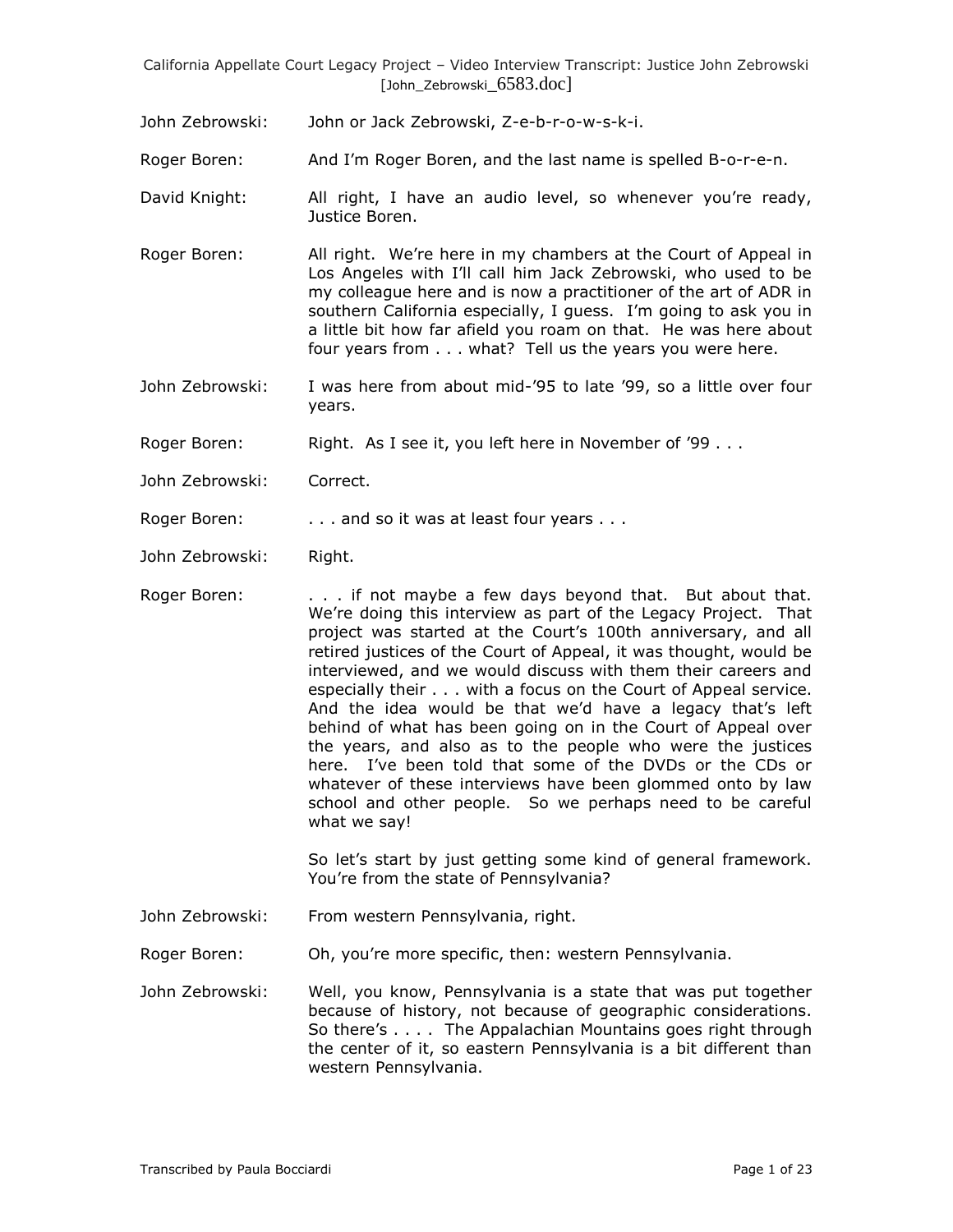John Zebrowski: John or Jack Zebrowski, Z-e-b-r-o-w-s-k-i.

Roger Boren: And I'm Roger Boren, and the last name is spelled B-o-r-e-n.

David Knight: All right, I have an audio level, so whenever you're ready, Justice Boren.

Roger Boren: All right. We're here in my chambers at the Court of Appeal in Los Angeles with I'll call him Jack Zebrowski, who used to be my colleague here and is now a practitioner of the art of ADR in southern California especially, I guess. I'm going to ask you in a little bit how far afield you roam on that. He was here about four years from . . . what? Tell us the years you were here.

John Zebrowski: I was here from about mid-'95 to late '99, so a little over four years.

Roger Boren: Right. As I see it, you left here in November of '99 . . .

John Zebrowski: Correct.

Roger Boren: . . . and so it was at least four years . . .

John Zebrowski: Right.

Roger Boren: . . . if not maybe a few days beyond that. But about that. We're doing this interview as part of the Legacy Project. That project was started at the Court's 100th anniversary, and all retired justices of the Court of Appeal, it was thought, would be interviewed, and we would discuss with them their careers and especially their . . . with a focus on the Court of Appeal service. And the idea would be that we'd have a legacy that's left behind of what has been going on in the Court of Appeal over the years, and also as to the people who were the justices here. I've been told that some of the DVDs or the CDs or whatever of these interviews have been glommed onto by law school and other people. So we perhaps need to be careful what we say!

So let's start by just getting some kind of general framework. You're from the state of Pennsylvania?

John Zebrowski: From western Pennsylvania, right.

Roger Boren: Oh, you're more specific, then: western Pennsylvania.

John Zebrowski: Well, you know, Pennsylvania is a state that was put together because of history, not because of geographic considerations. So there's . . . . The Appalachian Mountains goes right through the center of it, so eastern Pennsylvania is a bit different than western Pennsylvania.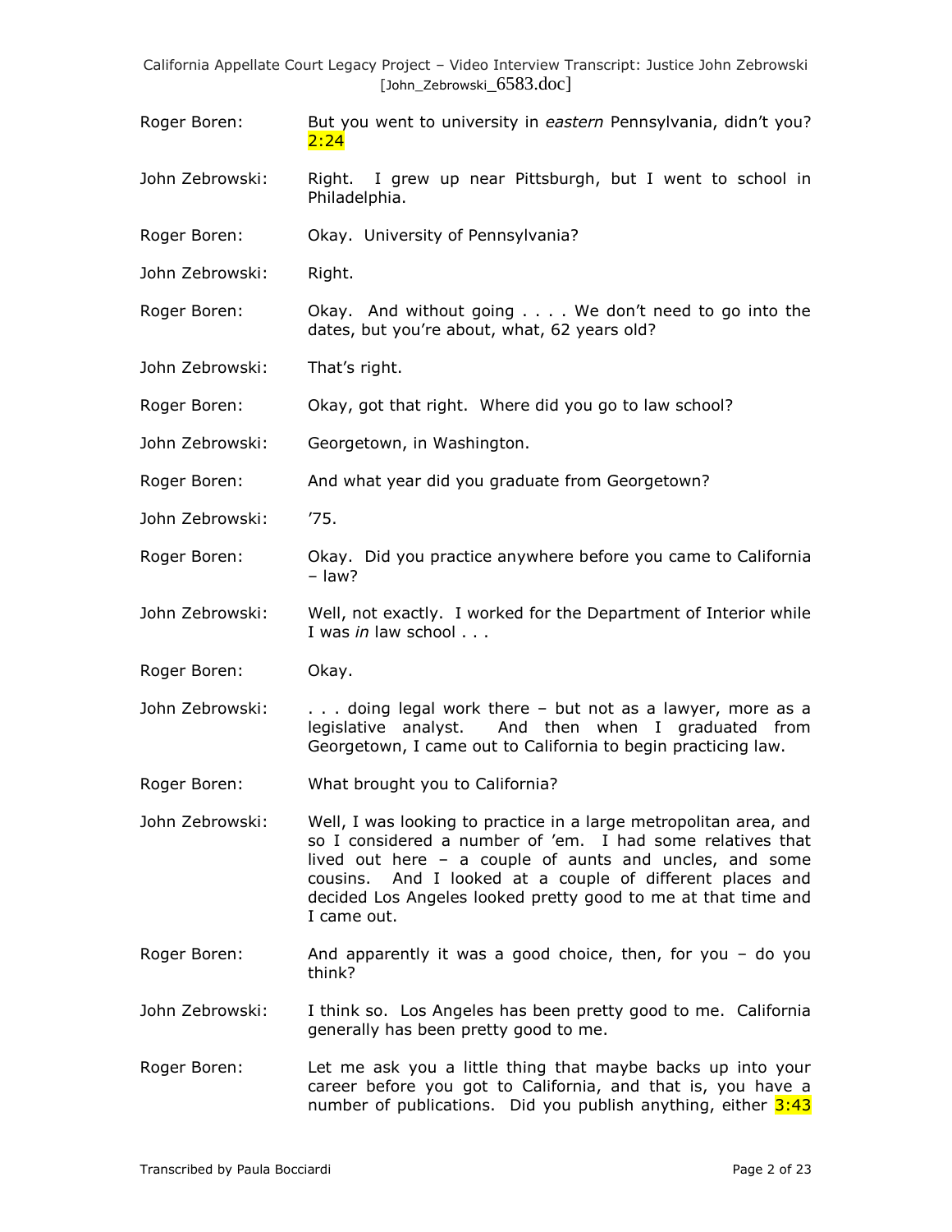Roger Boren: But you went to university in *eastern* Pennsylvania, didn't you? 2:24

John Zebrowski: Right. I grew up near Pittsburgh, but I went to school in Philadelphia.

Roger Boren: Okay. University of Pennsylvania?

John Zebrowski: Right.

Roger Boren: Okay. And without going . . . . We don't need to go into the dates, but you're about, what, 62 years old?

John Zebrowski: That's right.

Roger Boren: Okay, got that right. Where did you go to law school?

John Zebrowski: Georgetown, in Washington.

Roger Boren: And what year did you graduate from Georgetown?

John Zebrowski: '75.

Roger Boren: Okay. Did you practice anywhere before you came to California – law?

John Zebrowski: Well, not exactly. I worked for the Department of Interior while I was *in* law school . . .

Roger Boren: Okay.

John Zebrowski: . . . doing legal work there – but not as a lawyer, more as a legislative analyst. And then when I graduated from Georgetown, I came out to California to begin practicing law.

Roger Boren: What brought you to California?

John Zebrowski: Well, I was looking to practice in a large metropolitan area, and so I considered a number of 'em. I had some relatives that lived out here – a couple of aunts and uncles, and some cousins. And I looked at a couple of different places and decided Los Angeles looked pretty good to me at that time and I came out.

Roger Boren: And apparently it was a good choice, then, for you – do you think?

John Zebrowski: I think so. Los Angeles has been pretty good to me. California generally has been pretty good to me.

Roger Boren: Let me ask you a little thing that maybe backs up into your career before you got to California, and that is, you have a number of publications. Did you publish anything, either 3:43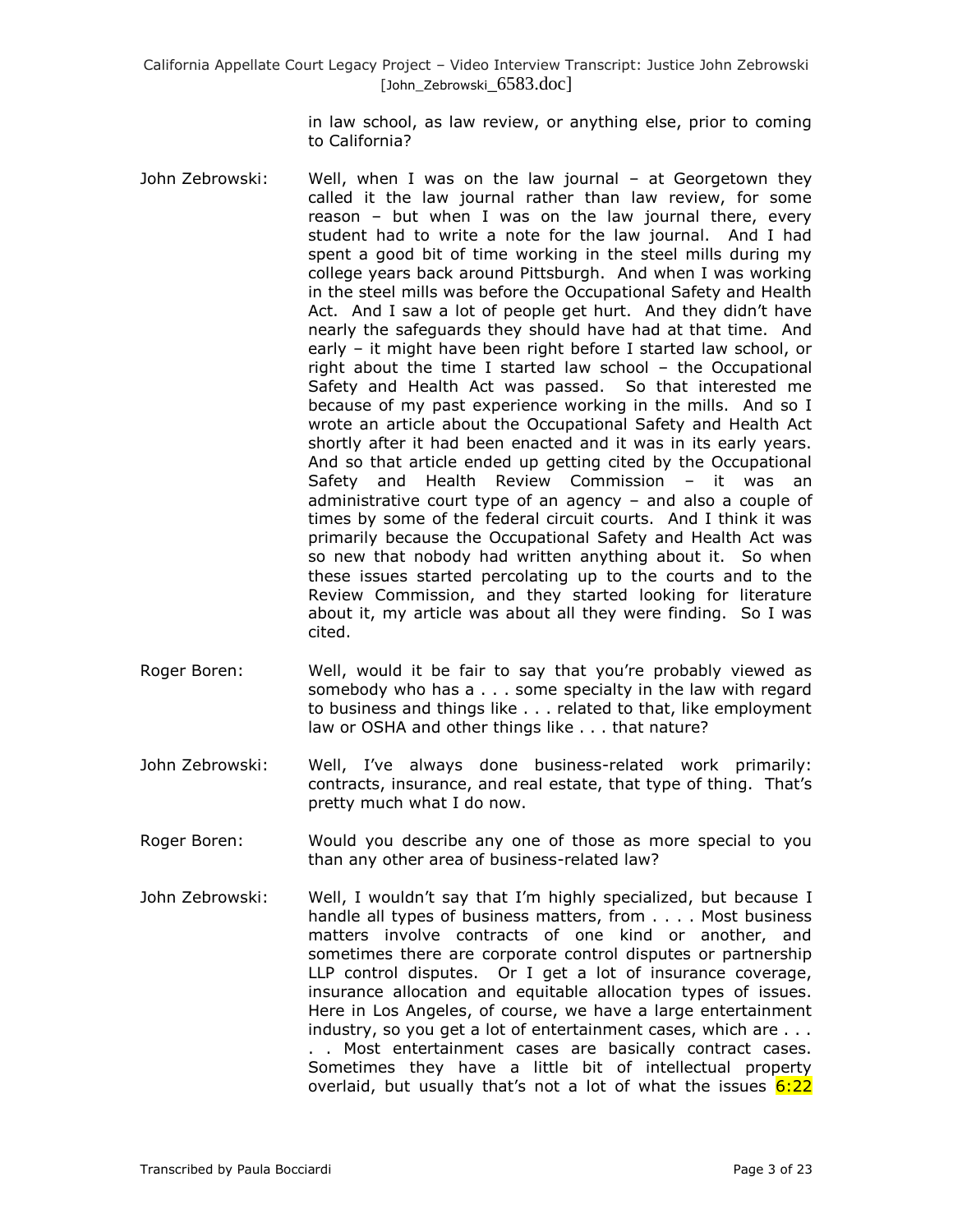in law school, as law review, or anything else, prior to coming to California?

John Zebrowski: Well, when I was on the law journal – at Georgetown they called it the law journal rather than law review, for some reason – but when I was on the law journal there, every student had to write a note for the law journal. And I had spent a good bit of time working in the steel mills during my college years back around Pittsburgh. And when I was working in the steel mills was before the Occupational Safety and Health Act. And I saw a lot of people get hurt. And they didn't have nearly the safeguards they should have had at that time. And early – it might have been right before I started law school, or right about the time I started law school – the Occupational Safety and Health Act was passed. So that interested me because of my past experience working in the mills. And so I wrote an article about the Occupational Safety and Health Act shortly after it had been enacted and it was in its early years. And so that article ended up getting cited by the Occupational Safety and Health Review Commission – it was an administrative court type of an agency – and also a couple of times by some of the federal circuit courts. And I think it was primarily because the Occupational Safety and Health Act was so new that nobody had written anything about it. So when these issues started percolating up to the courts and to the Review Commission, and they started looking for literature about it, my article was about all they were finding. So I was cited.

Roger Boren: Well, would it be fair to say that you're probably viewed as somebody who has a . . . some specialty in the law with regard to business and things like . . . related to that, like employment law or OSHA and other things like . . . that nature?

John Zebrowski: Well, I've always done business-related work primarily: contracts, insurance, and real estate, that type of thing. That's pretty much what I do now.

Roger Boren: Would you describe any one of those as more special to you than any other area of business-related law?

John Zebrowski: Well, I wouldn't say that I'm highly specialized, but because I handle all types of business matters, from . . . . Most business matters involve contracts of one kind or another, and sometimes there are corporate control disputes or partnership LLP control disputes. Or I get a lot of insurance coverage, insurance allocation and equitable allocation types of issues. Here in Los Angeles, of course, we have a large entertainment industry, so you get a lot of entertainment cases, which are . . . . . Most entertainment cases are basically contract cases. Sometimes they have a little bit of intellectual property overlaid, but usually that's not a lot of what the issues 6:22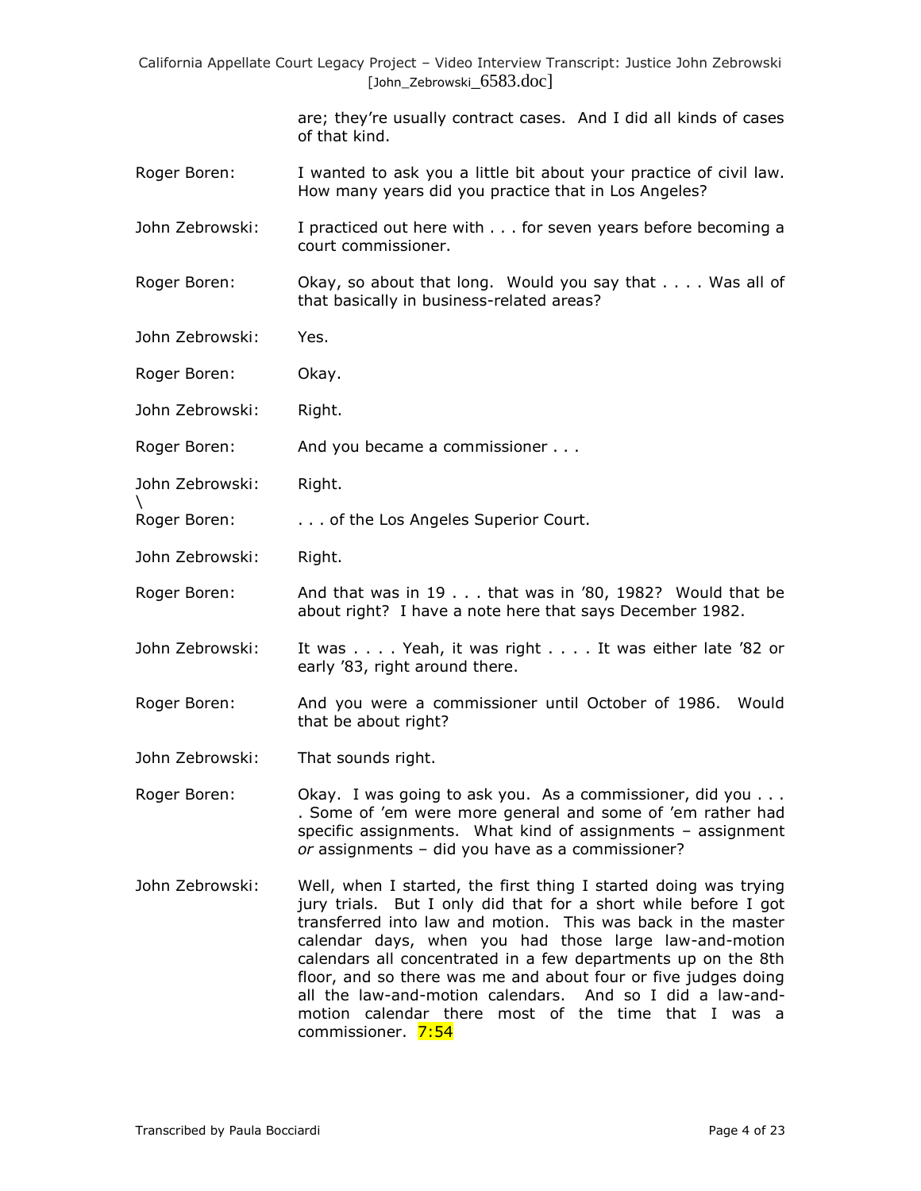are; they're usually contract cases. And I did all kinds of cases of that kind.

**Roger Boren:** I wanted to ask you a little bit about your practice of civil law. How many years did you practice that in Los Angeles?

**John Zebrowski:** I practiced out here with . . . for seven years before becoming a court commissioner.

**Roger Boren:** Okay, so about that long. Would you say that . . . . Was all of that basically in business-related areas?

**John Zebrowski:** Yes.

**Roger Boren:** Okay.

**John Zebrowski:** Right.

**Roger Boren:** And you became a commissioner . . .

**John Zebrowski:** Right.

\

**Roger Boren:** . . . of the Los Angeles Superior Court.

**John Zebrowski:** Right.

**Roger Boren:** And that was in 19 . . . that was in '80, 1982? Would that be about right? I have a note here that says December 1982.

**John Zebrowski:** It was . . . . Yeah, it was right . . . . It was either late '82 or early '83, right around there.

**Roger Boren:** And you were a commissioner until October of 1986. Would that be about right?

**John Zebrowski:** That sounds right.

**Roger Boren:** Okay. I was going to ask you. As a commissioner, did you . . . . Some of 'em were more general and some of 'em rather had specific assignments. What kind of assignments – assignment *or* assignments – did you have as a commissioner?

**John Zebrowski:** Well, when I started, the first thing I started doing was trying jury trials. But I only did that for a short while before I got transferred into law and motion. This was back in the master calendar days, when you had those large law-and-motion calendars all concentrated in a few departments up on the 8th floor, and so there was me and about four or five judges doing all the law-and-motion calendars. And so I did a law-and-motion calendar there most of the time that I was a commissioner. 7:54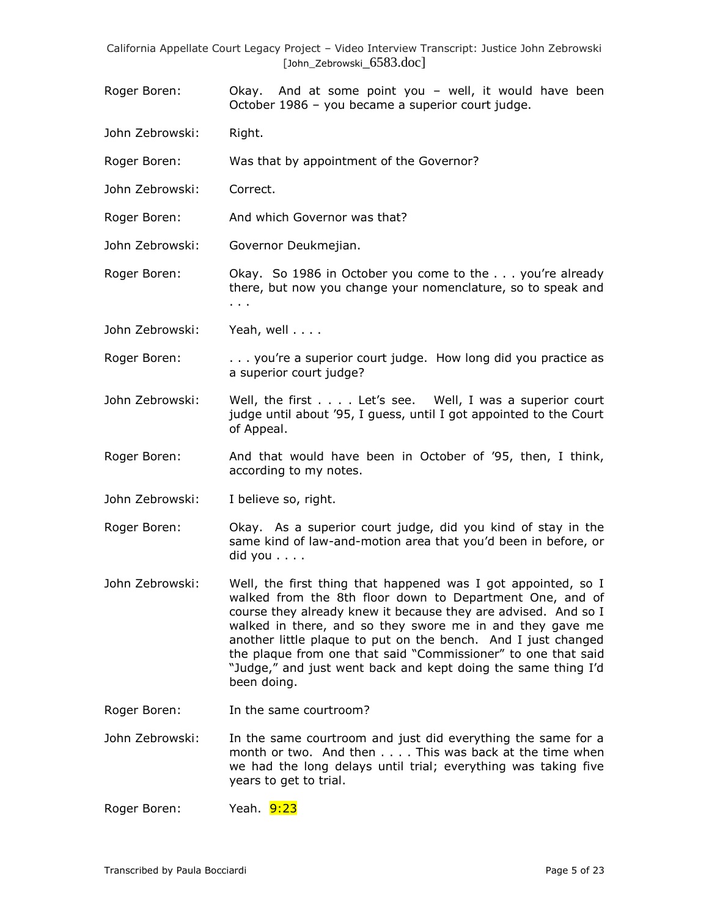Roger Boren: Okay. And at some point you – well, it would have been October 1986 – you became a superior court judge.

John Zebrowski: Right.

Roger Boren: Was that by appointment of the Governor?

John Zebrowski: Correct.

Roger Boren: And which Governor was that?

John Zebrowski: Governor Deukmejian.

Roger Boren: Okay. So 1986 in October you come to the . . . you're already there, but now you change your nomenclature, so to speak and . . .

John Zebrowski: Yeah, well . . . .

Roger Boren: . . . you're a superior court judge. How long did you practice as a superior court judge?

John Zebrowski: Well, the first . . . . Let's see. Well, I was a superior court judge until about '95, I guess, until I got appointed to the Court of Appeal.

Roger Boren: And that would have been in October of '95, then, I think, according to my notes.

John Zebrowski: I believe so, right.

Roger Boren: Okay. As a superior court judge, did you kind of stay in the same kind of law-and-motion area that you'd been in before, or did you . . . .

John Zebrowski: Well, the first thing that happened was I got appointed, so I walked from the 8th floor down to Department One, and of course they already knew it because they are advised. And so I walked in there, and so they swore me in and they gave me another little plaque to put on the bench. And I just changed the plaque from one that said "Commissioner" to one that said "Judge," and just went back and kept doing the same thing I'd been doing.

Roger Boren: In the same courtroom?

John Zebrowski: In the same courtroom and just did everything the same for a month or two. And then . . . . This was back at the time when we had the long delays until trial; everything was taking five years to get to trial.

Roger Boren: Yeah. 9:23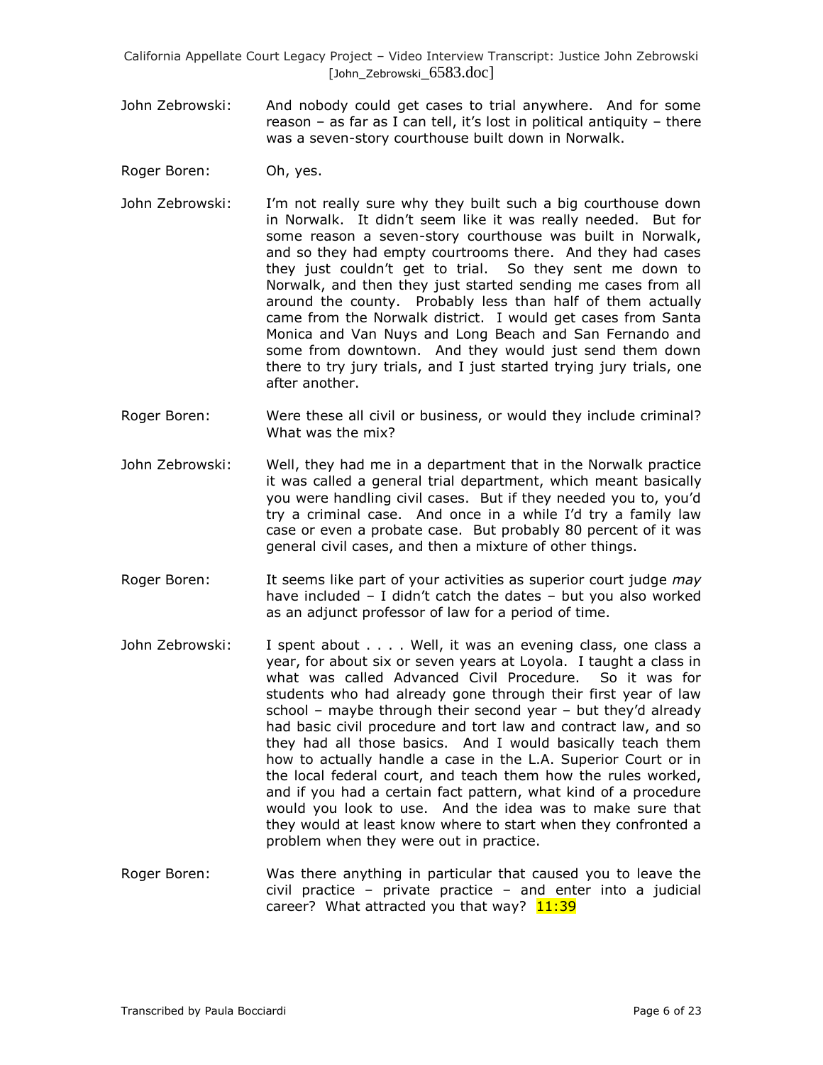John Zebrowski: And nobody could get cases to trial anywhere. And for some reason – as far as I can tell, it's lost in political antiquity – there was a seven-story courthouse built down in Norwalk.

Roger Boren: Oh, yes.

John Zebrowski: I'm not really sure why they built such a big courthouse down in Norwalk. It didn't seem like it was really needed. But for some reason a seven-story courthouse was built in Norwalk, and so they had empty courtrooms there. And they had cases they just couldn't get to trial. So they sent me down to Norwalk, and then they just started sending me cases from all around the county. Probably less than half of them actually came from the Norwalk district. I would get cases from Santa Monica and Van Nuys and Long Beach and San Fernando and some from downtown. And they would just send them down there to try jury trials, and I just started trying jury trials, one after another.

Roger Boren: Were these all civil or business, or would they include criminal? What was the mix?

John Zebrowski: Well, they had me in a department that in the Norwalk practice it was called a general trial department, which meant basically you were handling civil cases. But if they needed you to, you'd try a criminal case. And once in a while I'd try a family law case or even a probate case. But probably 80 percent of it was general civil cases, and then a mixture of other things.

Roger Boren: It seems like part of your activities as superior court judge *may* have included – I didn't catch the dates – but you also worked as an adjunct professor of law for a period of time.

John Zebrowski: I spent about . . . . Well, it was an evening class, one class a year, for about six or seven years at Loyola. I taught a class in what was called Advanced Civil Procedure. So it was for students who had already gone through their first year of law school – maybe through their second year – but they'd already had basic civil procedure and tort law and contract law, and so they had all those basics. And I would basically teach them how to actually handle a case in the L.A. Superior Court or in the local federal court, and teach them how the rules worked, and if you had a certain fact pattern, what kind of a procedure would you look to use. And the idea was to make sure that they would at least know where to start when they confronted a problem when they were out in practice.

Roger Boren: Was there anything in particular that caused you to leave the civil practice – private practice – and enter into a judicial career? What attracted you that way? 11:39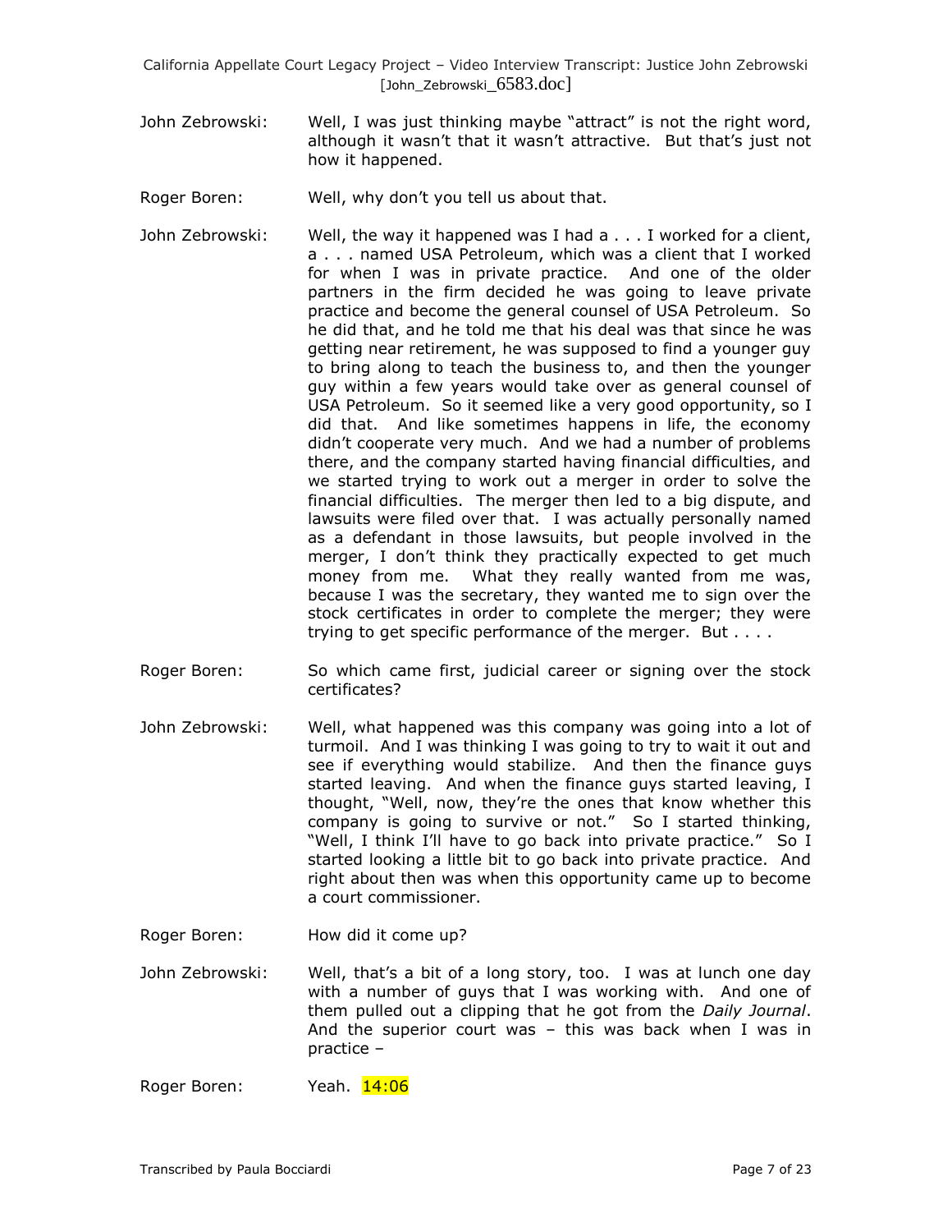John Zebrowski: Well, I was just thinking maybe "attract" is not the right word, although it wasn't that it wasn't attractive. But that's just not how it happened.

Roger Boren: Well, why don't you tell us about that.

John Zebrowski: Well, the way it happened was I had a . . . I worked for a client, a . . . named USA Petroleum, which was a client that I worked for when I was in private practice. And one of the older partners in the firm decided he was going to leave private practice and become the general counsel of USA Petroleum. So he did that, and he told me that his deal was that since he was getting near retirement, he was supposed to find a younger guy to bring along to teach the business to, and then the younger guy within a few years would take over as general counsel of USA Petroleum. So it seemed like a very good opportunity, so I did that. And like sometimes happens in life, the economy didn't cooperate very much. And we had a number of problems there, and the company started having financial difficulties, and we started trying to work out a merger in order to solve the financial difficulties. The merger then led to a big dispute, and lawsuits were filed over that. I was actually personally named as a defendant in those lawsuits, but people involved in the merger, I don't think they practically expected to get much money from me. What they really wanted from me was, because I was the secretary, they wanted me to sign over the stock certificates in order to complete the merger; they were trying to get specific performance of the merger. But . . . .

Roger Boren: So which came first, judicial career or signing over the stock certificates?

John Zebrowski: Well, what happened was this company was going into a lot of turmoil. And I was thinking I was going to try to wait it out and see if everything would stabilize. And then the finance guys started leaving. And when the finance guys started leaving, I thought, "Well, now, they're the ones that know whether this company is going to survive or not." So I started thinking, "Well, I think I'll have to go back into private practice." So I started looking a little bit to go back into private practice. And right about then was when this opportunity came up to become a court commissioner.

Roger Boren: How did it come up?

John Zebrowski: Well, that's a bit of a long story, too. I was at lunch one day with a number of guys that I was working with. And one of them pulled out a clipping that he got from the *Daily Journal*. And the superior court was – this was back when I was in practice –

Roger Boren: Yeah. 14:06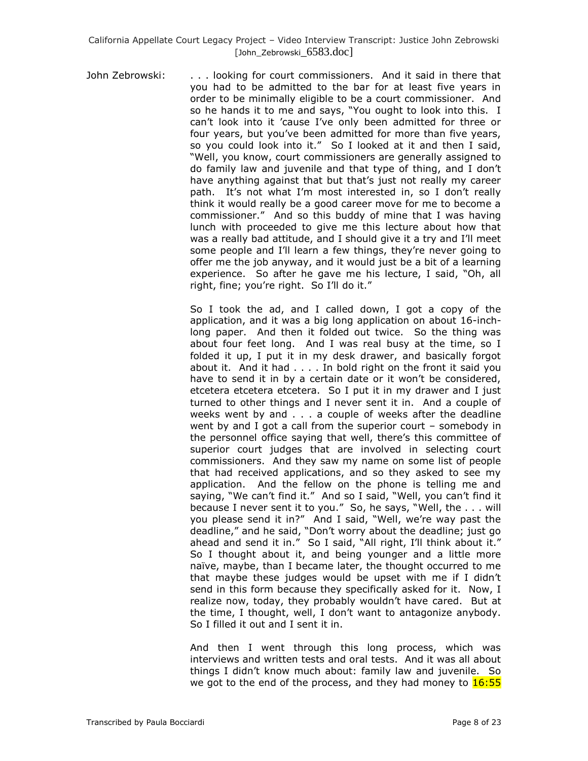John Zebrowski: . . . looking for court commissioners. And it said in there that you had to be admitted to the bar for at least five years in order to be minimally eligible to be a court commissioner. And so he hands it to me and says, "You ought to look into this. I can't look into it 'cause I've only been admitted for three or four years, but you've been admitted for more than five years, so you could look into it." So I looked at it and then I said, "Well, you know, court commissioners are generally assigned to do family law and juvenile and that type of thing, and I don't have anything against that but that's just not really my career path. It's not what I'm most interested in, so I don't really think it would really be a good career move for me to become a commissioner." And so this buddy of mine that I was having lunch with proceeded to give me this lecture about how that was a really bad attitude, and I should give it a try and I'll meet some people and I'll learn a few things, they're never going to offer me the job anyway, and it would just be a bit of a learning experience. So after he gave me his lecture, I said, "Oh, all right, fine; you're right. So I'll do it."

So I took the ad, and I called down, I got a copy of the application, and it was a big long application on about 16-inch-long paper. And then it folded out twice. So the thing was about four feet long. And I was real busy at the time, so I folded it up, I put it in my desk drawer, and basically forgot about it. And it had . . . . In bold right on the front it said you have to send it in by a certain date or it won't be considered, etcetera etcetera etcetera. So I put it in my drawer and I just turned to other things and I never sent it in. And a couple of weeks went by and . . . a couple of weeks after the deadline went by and I got a call from the superior court – somebody in the personnel office saying that well, there's this committee of superior court judges that are involved in selecting court commissioners. And they saw my name on some list of people that had received applications, and so they asked to see my application. And the fellow on the phone is telling me and saying, "We can't find it." And so I said, "Well, you can't find it because I never sent it to you." So, he says, "Well, the . . . will you please send it in?" And I said, "Well, we're way past the deadline," and he said, "Don't worry about the deadline; just go ahead and send it in." So I said, "All right, I'll think about it." So I thought about it, and being younger and a little more naïve, maybe, than I became later, the thought occurred to me that maybe these judges would be upset with me if I didn't send in this form because they specifically asked for it. Now, I realize now, today, they probably wouldn't have cared. But at the time, I thought, well, I don't want to antagonize anybody. So I filled it out and I sent it in.

And then I went through this long process, which was interviews and written tests and oral tests. And it was all about things I didn't know much about: family law and juvenile. So we got to the end of the process, and they had money to 16:55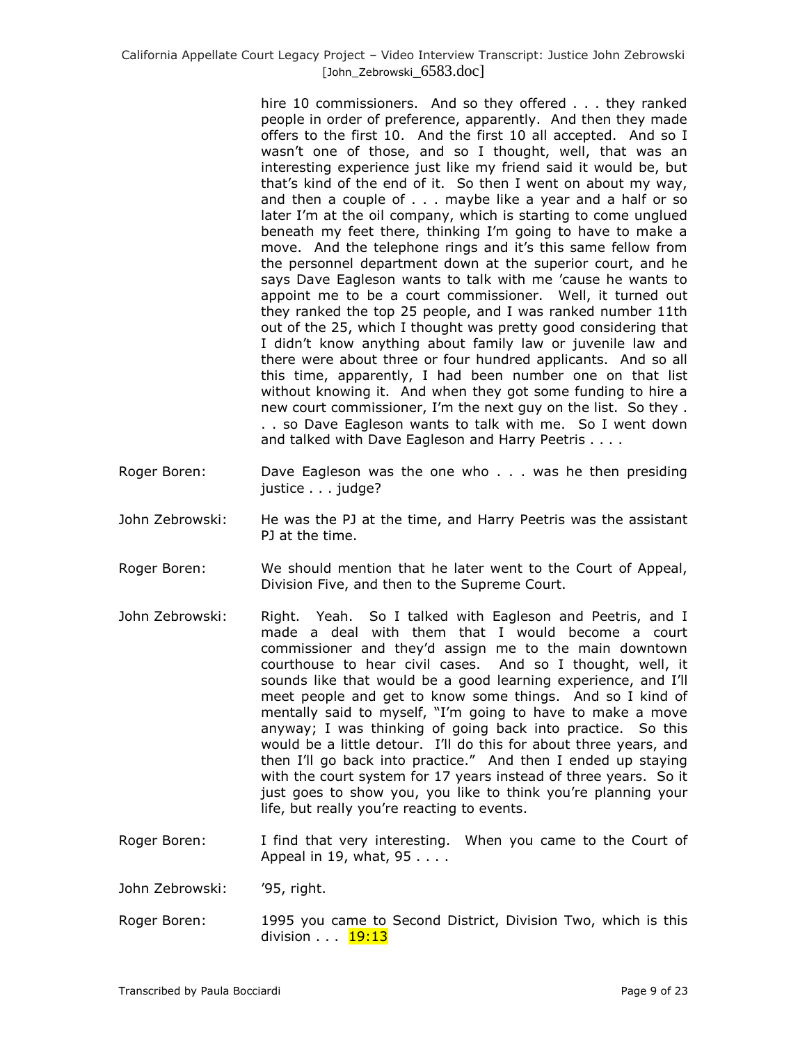hire 10 commissioners. And so they offered . . . they ranked people in order of preference, apparently. And then they made offers to the first 10. And the first 10 all accepted. And so I wasn't one of those, and so I thought, well, that was an interesting experience just like my friend said it would be, but that's kind of the end of it. So then I went on about my way, and then a couple of . . . maybe like a year and a half or so later I'm at the oil company, which is starting to come unglued beneath my feet there, thinking I'm going to have to make a move. And the telephone rings and it's this same fellow from the personnel department down at the superior court, and he says Dave Eagleson wants to talk with me 'cause he wants to appoint me to be a court commissioner. Well, it turned out they ranked the top 25 people, and I was ranked number 11th out of the 25, which I thought was pretty good considering that I didn't know anything about family law or juvenile law and there were about three or four hundred applicants. And so all this time, apparently, I had been number one on that list without knowing it. And when they got some funding to hire a new court commissioner, I'm the next guy on the list. So they . . . so Dave Eagleson wants to talk with me. So I went down and talked with Dave Eagleson and Harry Peetris . . . .

Roger Boren: Dave Eagleson was the one who . . . was he then presiding justice . . . judge?

John Zebrowski: He was the PJ at the time, and Harry Peetris was the assistant PJ at the time.

Roger Boren: We should mention that he later went to the Court of Appeal, Division Five, and then to the Supreme Court.

John Zebrowski: Right. Yeah. So I talked with Eagleson and Peetris, and I made a deal with them that I would become a court commissioner and they'd assign me to the main downtown courthouse to hear civil cases. And so I thought, well, it sounds like that would be a good learning experience, and I'll meet people and get to know some things. And so I kind of mentally said to myself, "I'm going to have to make a move anyway; I was thinking of going back into practice. So this would be a little detour. I'll do this for about three years, and then I'll go back into practice." And then I ended up staying with the court system for 17 years instead of three years. So it just goes to show you, you like to think you're planning your life, but really you're reacting to events.

Roger Boren: I find that very interesting. When you came to the Court of Appeal in 19, what, 95 . . . .

John Zebrowski: '95, right.

Roger Boren: 1995 you came to Second District, Division Two, which is this division . . . 19:13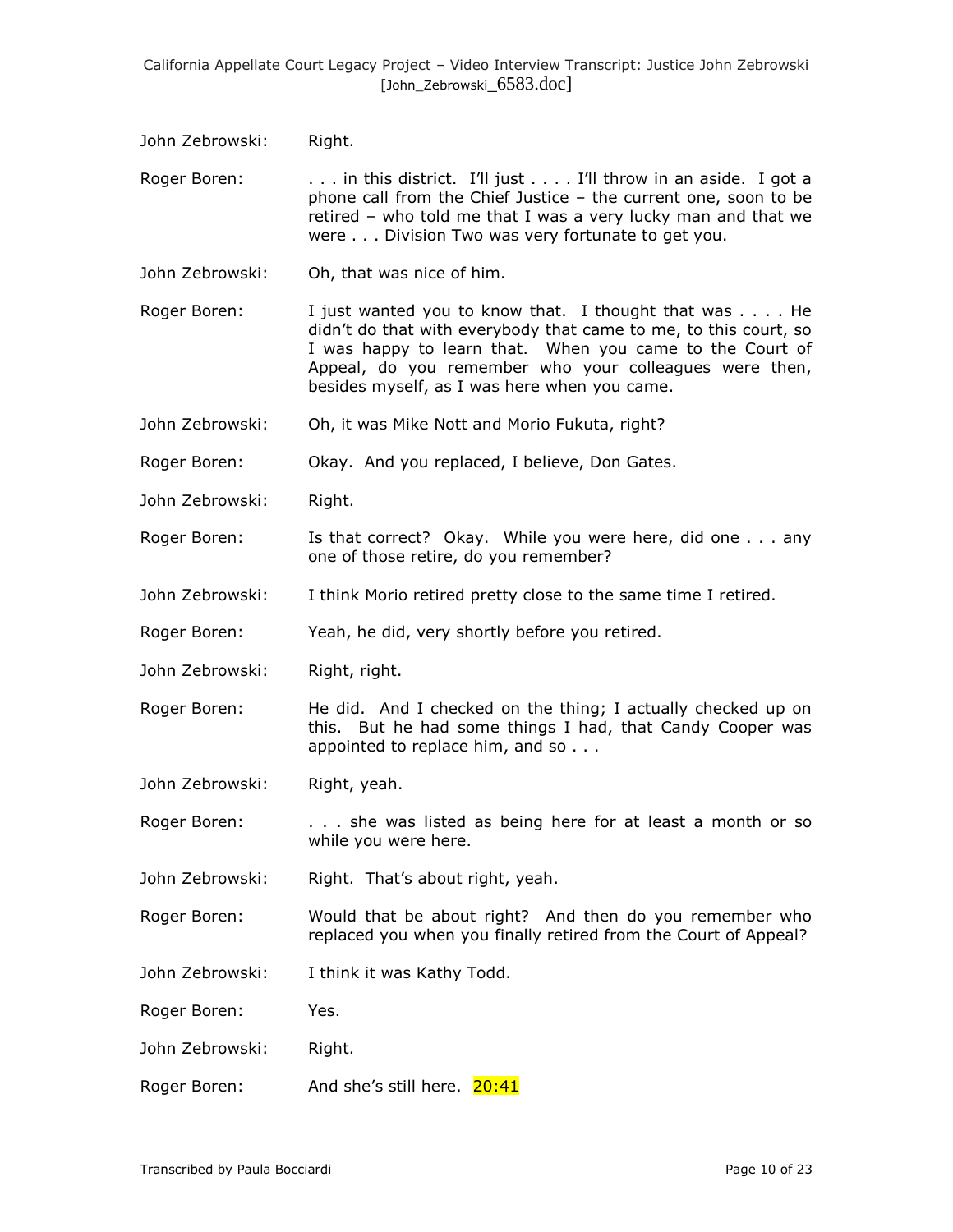John Zebrowski: Right.

Roger Boren: . . . in this district. I'll just . . . . I'll throw in an aside. I got a phone call from the Chief Justice – the current one, soon to be retired – who told me that I was a very lucky man and that we were . . . Division Two was very fortunate to get you.

John Zebrowski: Oh, that was nice of him.

Roger Boren: I just wanted you to know that. I thought that was . . . . He didn't do that with everybody that came to me, to this court, so I was happy to learn that. When you came to the Court of Appeal, do you remember who your colleagues were then, besides myself, as I was here when you came.

John Zebrowski: Oh, it was Mike Nott and Morio Fukuta, right?

Roger Boren: Okay. And you replaced, I believe, Don Gates.

John Zebrowski: Right.

Roger Boren: Is that correct? Okay. While you were here, did one . . . any one of those retire, do you remember?

John Zebrowski: I think Morio retired pretty close to the same time I retired.

Roger Boren: Yeah, he did, very shortly before you retired.

John Zebrowski: Right, right.

Roger Boren: He did. And I checked on the thing; I actually checked up on this. But he had some things I had, that Candy Cooper was appointed to replace him, and so . . .

John Zebrowski: Right, yeah.

Roger Boren: . . . she was listed as being here for at least a month or so while you were here.

John Zebrowski: Right. That's about right, yeah.

Roger Boren: Would that be about right? And then do you remember who replaced you when you finally retired from the Court of Appeal?

John Zebrowski: I think it was Kathy Todd.

Roger Boren: Yes.

John Zebrowski: Right.

Roger Boren: And she's still here. 20:41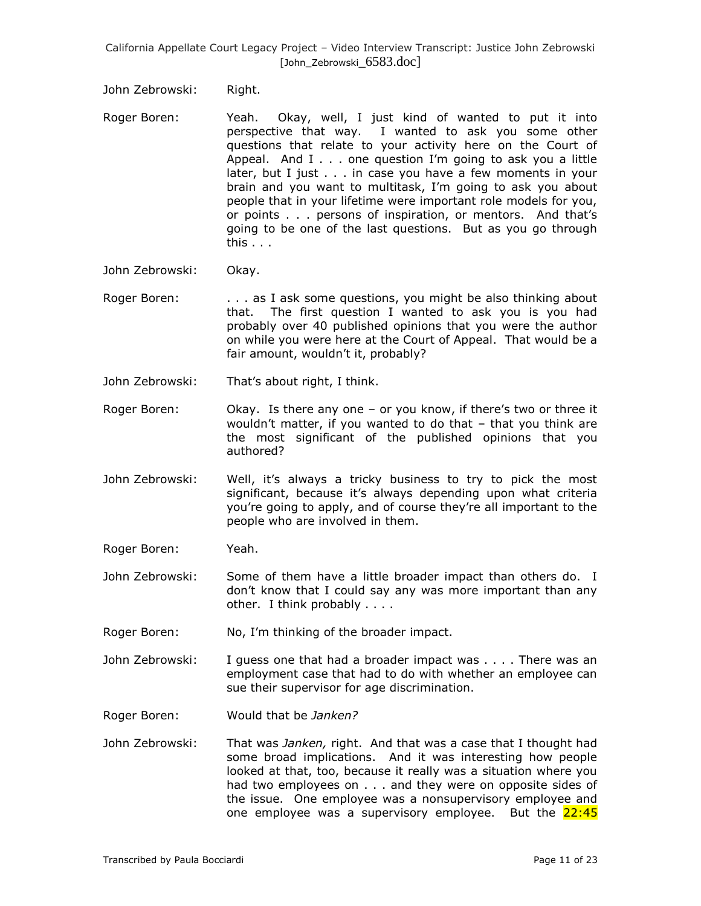John Zebrowski: Right.

Roger Boren: Yeah. Okay, well, I just kind of wanted to put it into perspective that way. I wanted to ask you some other questions that relate to your activity here on the Court of Appeal. And I . . . one question I'm going to ask you a little later, but I just . . . in case you have a few moments in your brain and you want to multitask, I'm going to ask you about people that in your lifetime were important role models for you, or points . . . persons of inspiration, or mentors. And that's going to be one of the last questions. But as you go through this . . .

John Zebrowski: Okay.

Roger Boren: . . . as I ask some questions, you might be also thinking about that. The first question I wanted to ask you is you had probably over 40 published opinions that you were the author on while you were here at the Court of Appeal. That would be a fair amount, wouldn't it, probably?

John Zebrowski: That's about right, I think.

Roger Boren: Okay. Is there any one – or you know, if there's two or three it wouldn't matter, if you wanted to do that – that you think are the most significant of the published opinions that you authored?

John Zebrowski: Well, it's always a tricky business to try to pick the most significant, because it's always depending upon what criteria you're going to apply, and of course they're all important to the people who are involved in them.

Roger Boren: Yeah.

John Zebrowski: Some of them have a little broader impact than others do. I don't know that I could say any was more important than any other. I think probably . . . .

Roger Boren: No, I'm thinking of the broader impact.

John Zebrowski: I guess one that had a broader impact was . . . . There was an employment case that had to do with whether an employee can sue their supervisor for age discrimination.

Roger Boren: Would that be *Janken?*

John Zebrowski: That was *Janken,* right. And that was a case that I thought had some broad implications. And it was interesting how people looked at that, too, because it really was a situation where you had two employees on . . . and they were on opposite sides of the issue. One employee was a nonsupervisory employee and one employee was a supervisory employee. But the 22:45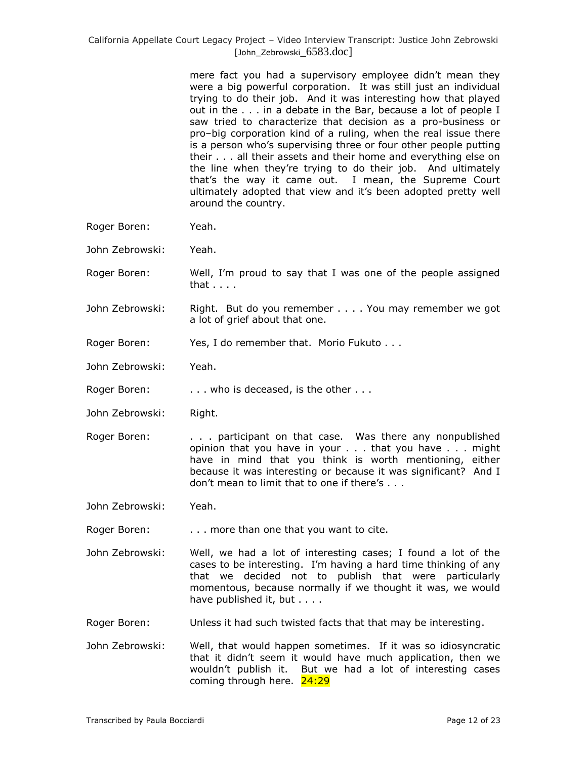mere fact you had a supervisory employee didn't mean they were a big powerful corporation. It was still just an individual trying to do their job. And it was interesting how that played out in the . . . in a debate in the Bar, because a lot of people I saw tried to characterize that decision as a pro-business or pro–big corporation kind of a ruling, when the real issue there is a person who's supervising three or four other people putting their . . . all their assets and their home and everything else on the line when they're trying to do their job. And ultimately that's the way it came out. I mean, the Supreme Court ultimately adopted that view and it's been adopted pretty well around the country.

Roger Boren: Yeah.

John Zebrowski: Yeah.

Roger Boren: Well, I'm proud to say that I was one of the people assigned that . . . .

John Zebrowski: Right. But do you remember . . . . You may remember we got a lot of grief about that one.

Roger Boren: Yes, I do remember that. Morio Fukuto . . .

John Zebrowski: Yeah.

Roger Boren: . . . who is deceased, is the other . . .

John Zebrowski: Right.

Roger Boren: . . . participant on that case. Was there any nonpublished opinion that you have in your . . . that you have . . . might have in mind that you think is worth mentioning, either because it was interesting or because it was significant? And I don't mean to limit that to one if there's . . .

John Zebrowski: Yeah.

Roger Boren: . . . more than one that you want to cite.

John Zebrowski: Well, we had a lot of interesting cases; I found a lot of the cases to be interesting. I'm having a hard time thinking of any that we decided not to publish that were particularly momentous, because normally if we thought it was, we would have published it, but . . . .

Roger Boren: Unless it had such twisted facts that that may be interesting.

John Zebrowski: Well, that would happen sometimes. If it was so idiosyncratic that it didn't seem it would have much application, then we wouldn't publish it. But we had a lot of interesting cases coming through here. 24:29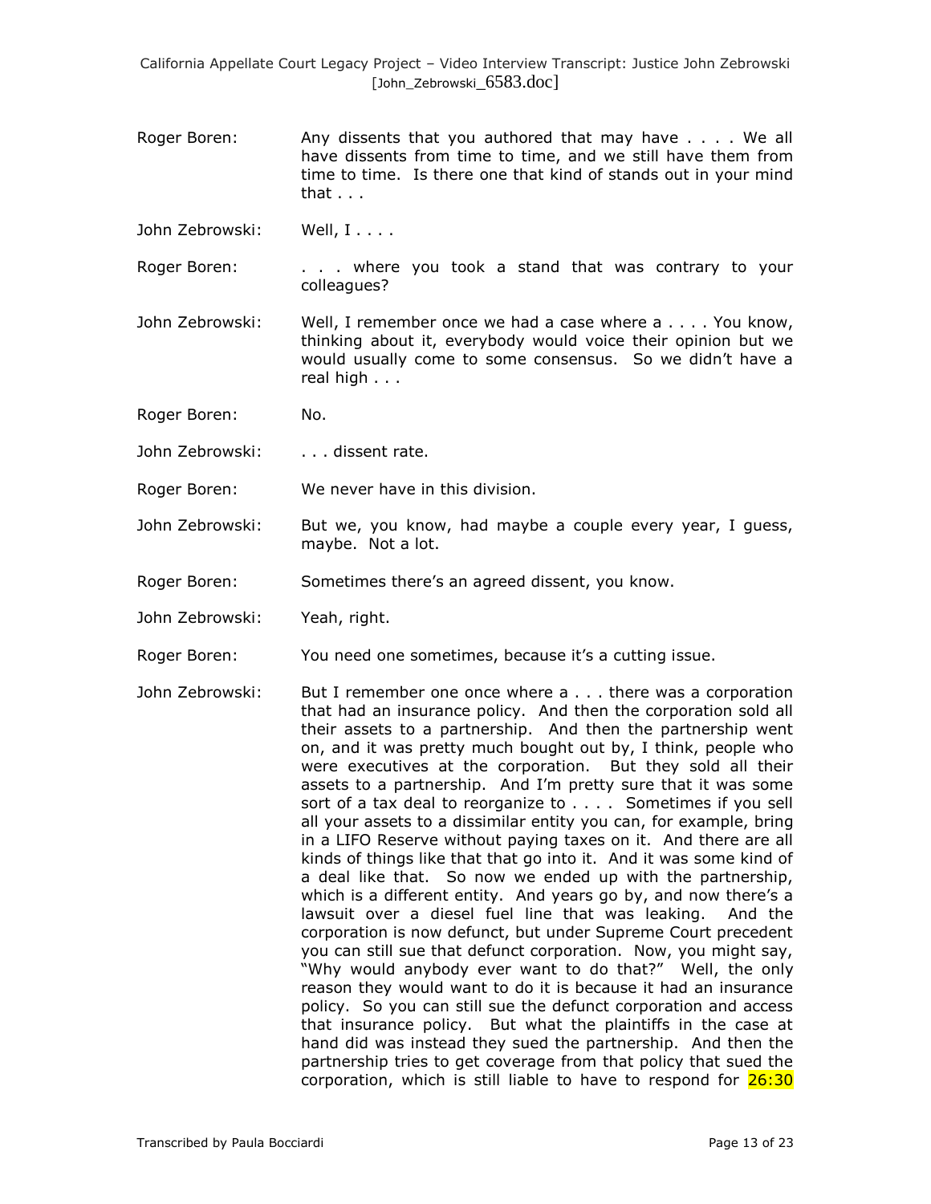Roger Boren: Any dissents that you authored that may have . . . . We all have dissents from time to time, and we still have them from time to time. Is there one that kind of stands out in your mind that . . .

John Zebrowski: Well, I . . . .

Roger Boren: . . . where you took a stand that was contrary to your colleagues?

John Zebrowski: Well, I remember once we had a case where a . . . . You know, thinking about it, everybody would voice their opinion but we would usually come to some consensus. So we didn't have a real high . . .

Roger Boren: No.

John Zebrowski: . . . dissent rate.

Roger Boren: We never have in this division.

John Zebrowski: But we, you know, had maybe a couple every year, I guess, maybe. Not a lot.

Roger Boren: Sometimes there's an agreed dissent, you know.

John Zebrowski: Yeah, right.

Roger Boren: You need one sometimes, because it's a cutting issue.

John Zebrowski: But I remember one once where a . . . there was a corporation that had an insurance policy. And then the corporation sold all their assets to a partnership. And then the partnership went on, and it was pretty much bought out by, I think, people who were executives at the corporation. But they sold all their assets to a partnership. And I'm pretty sure that it was some sort of a tax deal to reorganize to . . . . Sometimes if you sell all your assets to a dissimilar entity you can, for example, bring in a LIFO Reserve without paying taxes on it. And there are all kinds of things like that that go into it. And it was some kind of a deal like that. So now we ended up with the partnership, which is a different entity. And years go by, and now there's a lawsuit over a diesel fuel line that was leaking. And the corporation is now defunct, but under Supreme Court precedent you can still sue that defunct corporation. Now, you might say, "Why would anybody ever want to do that?" Well, the only reason they would want to do it is because it had an insurance policy. So you can still sue the defunct corporation and access that insurance policy. But what the plaintiffs in the case at hand did was instead they sued the partnership. And then the partnership tries to get coverage from that policy that sued the corporation, which is still liable to have to respond for 26:30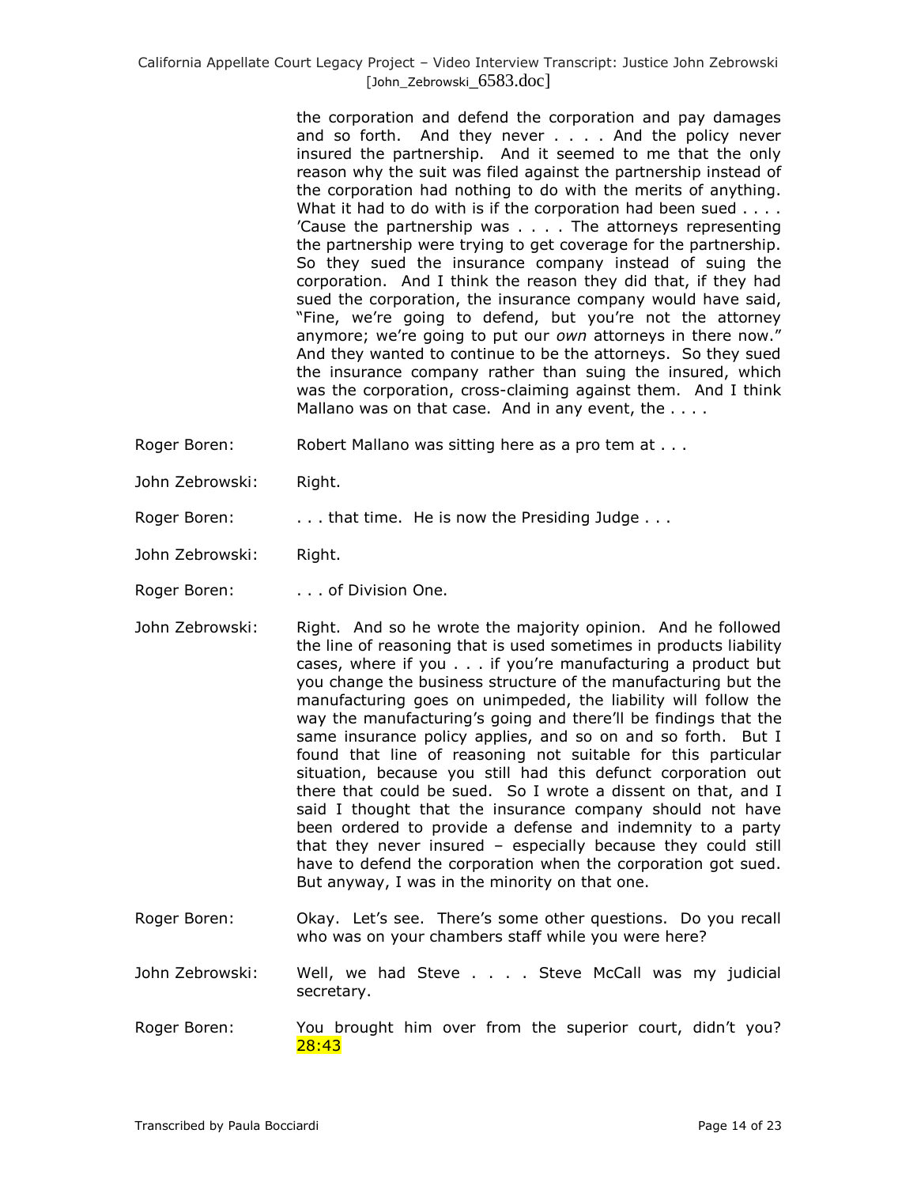the corporation and defend the corporation and pay damages and so forth. And they never . . . . And the policy never insured the partnership. And it seemed to me that the only reason why the suit was filed against the partnership instead of the corporation had nothing to do with the merits of anything. What it had to do with is if the corporation had been sued . . . . 'Cause the partnership was . . . . The attorneys representing the partnership were trying to get coverage for the partnership. So they sued the insurance company instead of suing the corporation. And I think the reason they did that, if they had sued the corporation, the insurance company would have said, "Fine, we're going to defend, but you're not the attorney anymore; we're going to put our *own* attorneys in there now." And they wanted to continue to be the attorneys. So they sued the insurance company rather than suing the insured, which was the corporation, cross-claiming against them. And I think Mallano was on that case. And in any event, the . . . .

Roger Boren: Robert Mallano was sitting here as a pro tem at . . .

John Zebrowski: Right.

Roger Boren: . . . that time. He is now the Presiding Judge . . .

John Zebrowski: Right.

Roger Boren: . . . of Division One.

John Zebrowski: Right. And so he wrote the majority opinion. And he followed the line of reasoning that is used sometimes in products liability cases, where if you . . . if you're manufacturing a product but you change the business structure of the manufacturing but the manufacturing goes on unimpeded, the liability will follow the way the manufacturing's going and there'll be findings that the same insurance policy applies, and so on and so forth. But I found that line of reasoning not suitable for this particular situation, because you still had this defunct corporation out there that could be sued. So I wrote a dissent on that, and I said I thought that the insurance company should not have been ordered to provide a defense and indemnity to a party that they never insured – especially because they could still have to defend the corporation when the corporation got sued. But anyway, I was in the minority on that one.

Roger Boren: Okay. Let's see. There's some other questions. Do you recall who was on your chambers staff while you were here?

John Zebrowski: Well, we had Steve . . . . Steve McCall was my judicial secretary.

Roger Boren: You brought him over from the superior court, didn't you? 28:43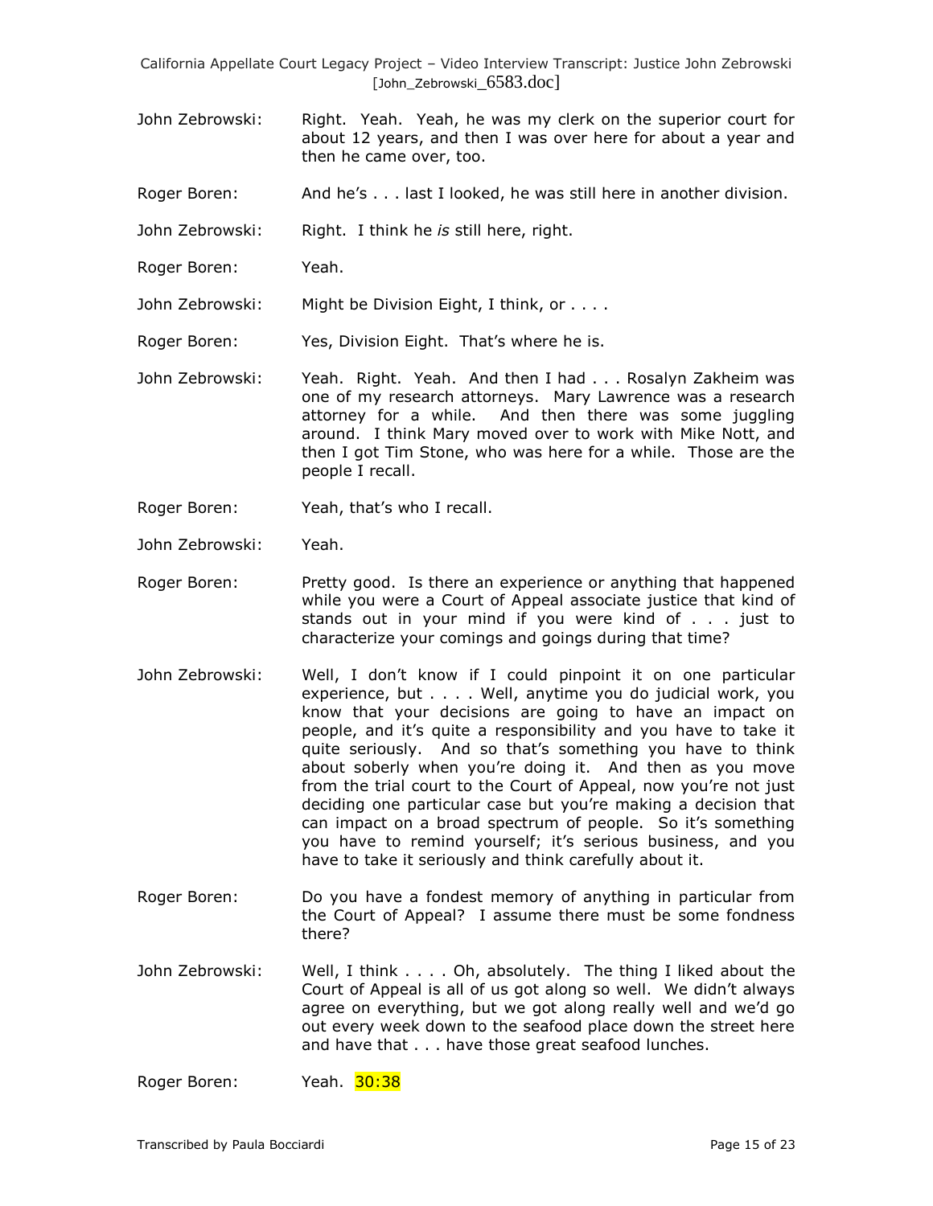John Zebrowski: Right. Yeah. Yeah, he was my clerk on the superior court for about 12 years, and then I was over here for about a year and then he came over, too.

Roger Boren: And he's . . . last I looked, he was still here in another division.

John Zebrowski: Right. I think he *is* still here, right.

Roger Boren: Yeah.

John Zebrowski: Might be Division Eight, I think, or . . . .

Roger Boren: Yes, Division Eight. That's where he is.

John Zebrowski: Yeah. Right. Yeah. And then I had . . . Rosalyn Zakheim was one of my research attorneys. Mary Lawrence was a research attorney for a while. And then there was some juggling around. I think Mary moved over to work with Mike Nott, and then I got Tim Stone, who was here for a while. Those are the people I recall.

Roger Boren: Yeah, that's who I recall.

John Zebrowski: Yeah.

Roger Boren: Pretty good. Is there an experience or anything that happened while you were a Court of Appeal associate justice that kind of stands out in your mind if you were kind of . . . just to characterize your comings and goings during that time?

John Zebrowski: Well, I don't know if I could pinpoint it on one particular experience, but . . . . Well, anytime you do judicial work, you know that your decisions are going to have an impact on people, and it's quite a responsibility and you have to take it quite seriously. And so that's something you have to think about soberly when you're doing it. And then as you move from the trial court to the Court of Appeal, now you're not just deciding one particular case but you're making a decision that can impact on a broad spectrum of people. So it's something you have to remind yourself; it's serious business, and you have to take it seriously and think carefully about it.

Roger Boren: Do you have a fondest memory of anything in particular from the Court of Appeal? I assume there must be some fondness there?

John Zebrowski: Well, I think . . . . Oh, absolutely. The thing I liked about the Court of Appeal is all of us got along so well. We didn't always agree on everything, but we got along really well and we'd go out every week down to the seafood place down the street here and have that . . . have those great seafood lunches.

Roger Boren: Yeah. 30:38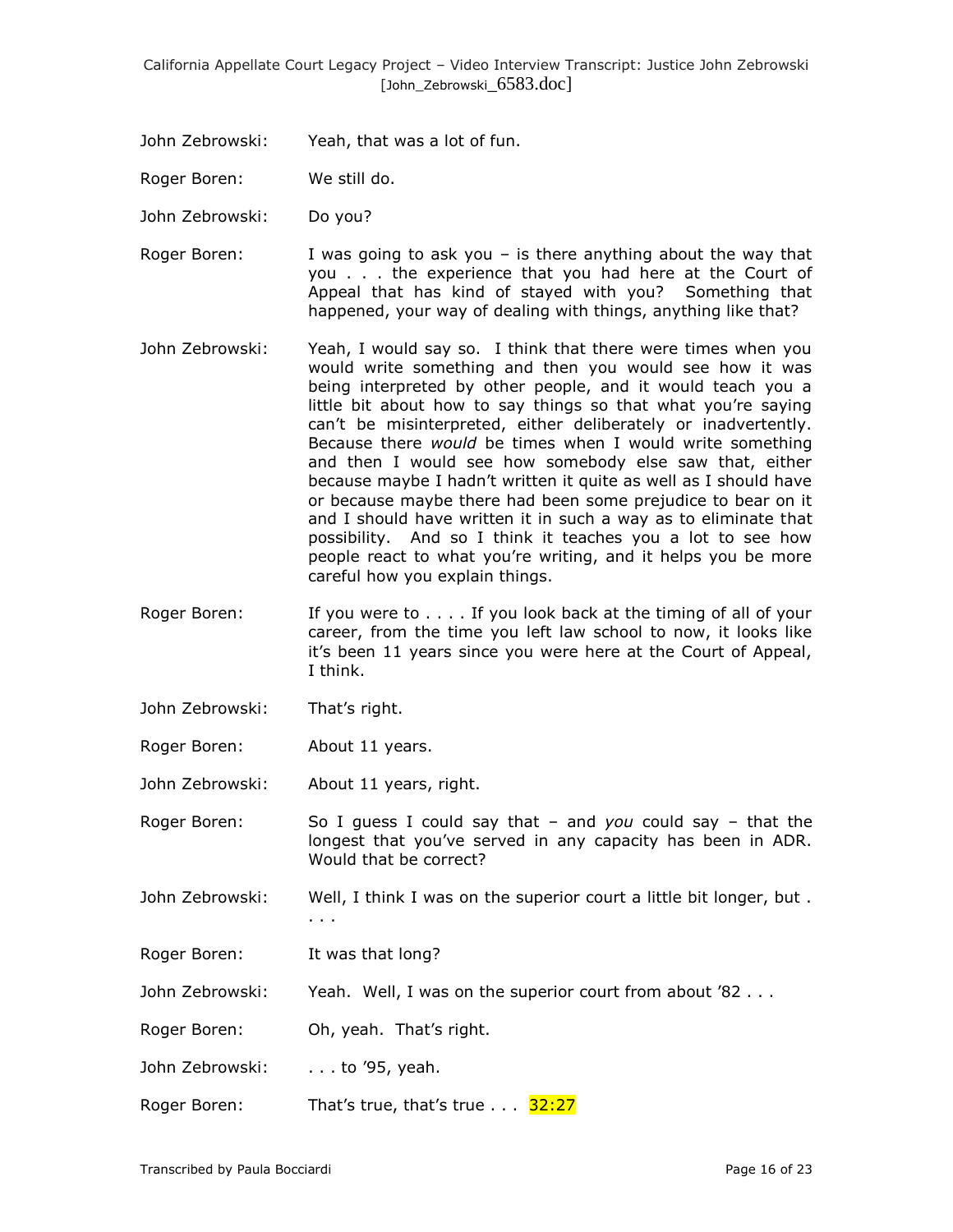John Zebrowski: Yeah, that was a lot of fun.

Roger Boren: We still do.

John Zebrowski: Do you?

Roger Boren: I was going to ask you – is there anything about the way that you . . . the experience that you had here at the Court of Appeal that has kind of stayed with you? Something that happened, your way of dealing with things, anything like that?

John Zebrowski: Yeah, I would say so. I think that there were times when you would write something and then you would see how it was being interpreted by other people, and it would teach you a little bit about how to say things so that what you're saying can't be misinterpreted, either deliberately or inadvertently. Because there *would* be times when I would write something and then I would see how somebody else saw that, either because maybe I hadn't written it quite as well as I should have or because maybe there had been some prejudice to bear on it and I should have written it in such a way as to eliminate that possibility. And so I think it teaches you a lot to see how people react to what you're writing, and it helps you be more careful how you explain things.

Roger Boren: If you were to . . . . If you look back at the timing of all of your career, from the time you left law school to now, it looks like it's been 11 years since you were here at the Court of Appeal, I think.

John Zebrowski: That's right.

Roger Boren: About 11 years.

John Zebrowski: About 11 years, right.

Roger Boren: So I guess I could say that – and *you* could say – that the longest that you've served in any capacity has been in ADR. Would that be correct?

John Zebrowski: Well, I think I was on the superior court a little bit longer, but . . . .

Roger Boren: It was that long?

John Zebrowski: Yeah. Well, I was on the superior court from about '82 . . .

Roger Boren: Oh, yeah. That's right.

John Zebrowski: . . . to '95, yeah.

Roger Boren: That's true, that's true . . . 32:27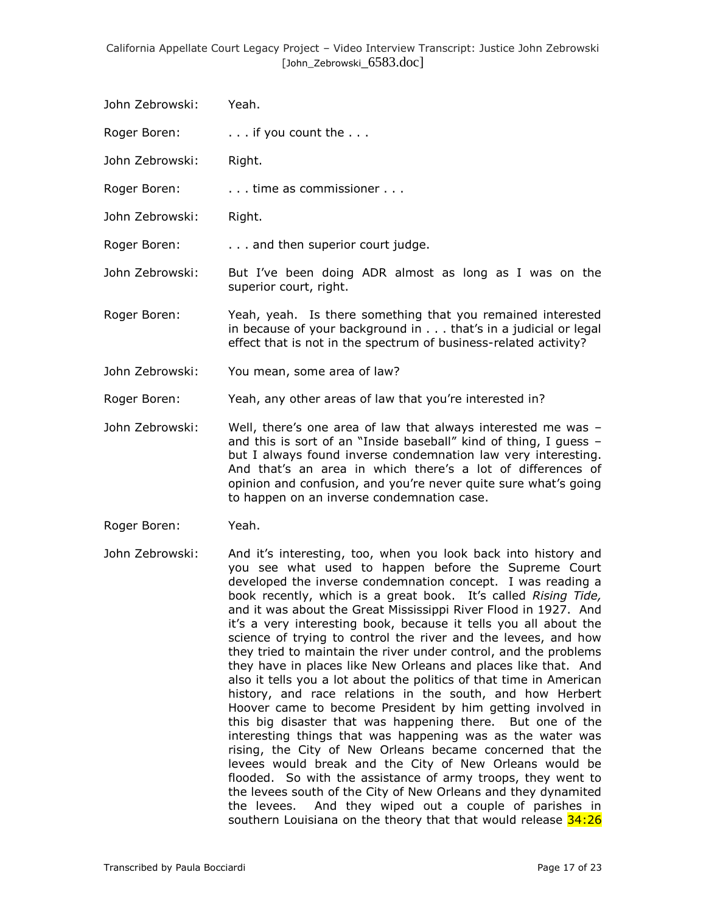John Zebrowski: Yeah.

Roger Boren: . . . if you count the . . .

John Zebrowski: Right.

Roger Boren: . . . time as commissioner . . .

John Zebrowski: Right.

Roger Boren: . . . and then superior court judge.

John Zebrowski: But I've been doing ADR almost as long as I was on the superior court, right.

Roger Boren: Yeah, yeah. Is there something that you remained interested in because of your background in . . . that's in a judicial or legal effect that is not in the spectrum of business-related activity?

John Zebrowski: You mean, some area of law?

Roger Boren: Yeah, any other areas of law that you're interested in?

John Zebrowski: Well, there's one area of law that always interested me was – and this is sort of an "Inside baseball" kind of thing, I guess – but I always found inverse condemnation law very interesting. And that's an area in which there's a lot of differences of opinion and confusion, and you're never quite sure what's going to happen on an inverse condemnation case.

Roger Boren: Yeah.

John Zebrowski: And it's interesting, too, when you look back into history and you see what used to happen before the Supreme Court developed the inverse condemnation concept. I was reading a book recently, which is a great book. It's called *Rising Tide,* and it was about the Great Mississippi River Flood in 1927. And it's a very interesting book, because it tells you all about the science of trying to control the river and the levees, and how they tried to maintain the river under control, and the problems they have in places like New Orleans and places like that. And also it tells you a lot about the politics of that time in American history, and race relations in the south, and how Herbert Hoover came to become President by him getting involved in this big disaster that was happening there. But one of the interesting things that was happening was as the water was rising, the City of New Orleans became concerned that the levees would break and the City of New Orleans would be flooded. So with the assistance of army troops, they went to the levees south of the City of New Orleans and they dynamited the levees. And they wiped out a couple of parishes in southern Louisiana on the theory that that would release 34:26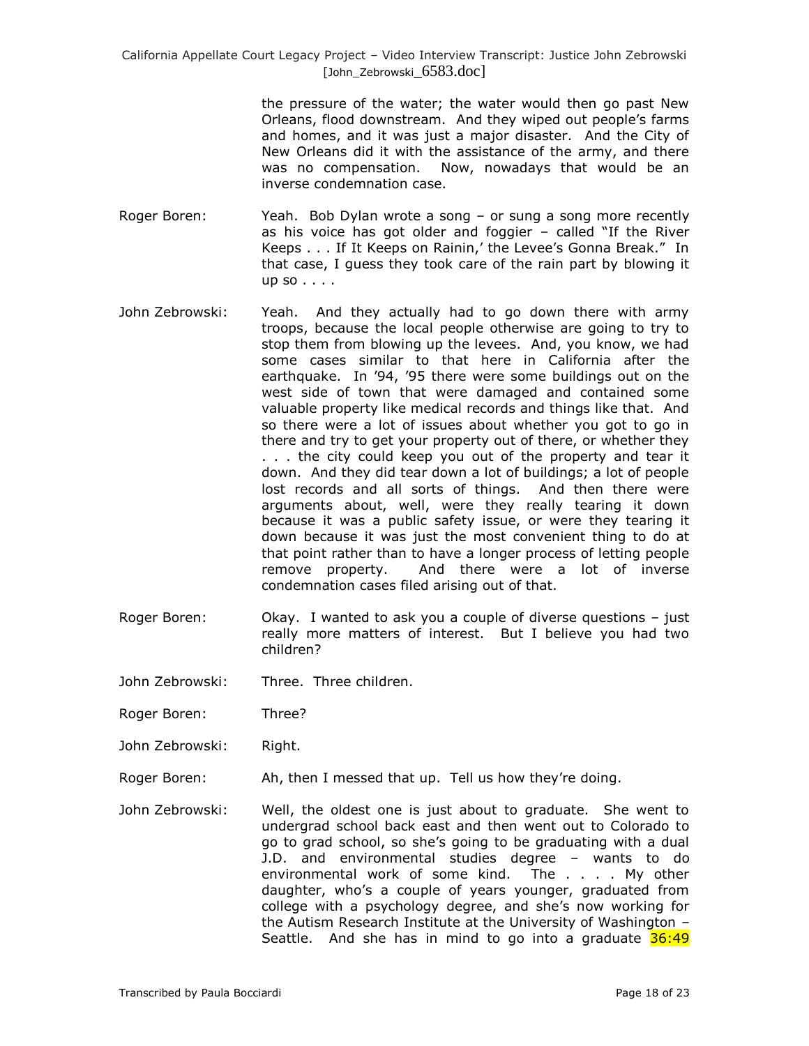the pressure of the water; the water would then go past New Orleans, flood downstream. And they wiped out people's farms and homes, and it was just a major disaster. And the City of New Orleans did it with the assistance of the army, and there was no compensation. Now, nowadays that would be an inverse condemnation case.

Roger Boren: Yeah. Bob Dylan wrote a song – or sung a song more recently as his voice has got older and foggier – called "If the River Keeps . . . If It Keeps on Rainin,' the Levee's Gonna Break." In that case, I guess they took care of the rain part by blowing it up so . . . .

John Zebrowski: Yeah. And they actually had to go down there with army troops, because the local people otherwise are going to try to stop them from blowing up the levees. And, you know, we had some cases similar to that here in California after the earthquake. In '94, '95 there were some buildings out on the west side of town that were damaged and contained some valuable property like medical records and things like that. And so there were a lot of issues about whether you got to go in there and try to get your property out of there, or whether they . . . the city could keep you out of the property and tear it down. And they did tear down a lot of buildings; a lot of people lost records and all sorts of things. And then there were arguments about, well, were they really tearing it down because it was a public safety issue, or were they tearing it down because it was just the most convenient thing to do at that point rather than to have a longer process of letting people remove property. And there were a lot of inverse condemnation cases filed arising out of that.

Roger Boren: Okay. I wanted to ask you a couple of diverse questions – just really more matters of interest. But I believe you had two children?

John Zebrowski: Three. Three children.

Roger Boren: Three?

John Zebrowski: Right.

Roger Boren: Ah, then I messed that up. Tell us how they're doing.

John Zebrowski: Well, the oldest one is just about to graduate. She went to undergrad school back east and then went out to Colorado to go to grad school, so she's going to be graduating with a dual J.D. and environmental studies degree – wants to do environmental work of some kind. The . . . . My other daughter, who's a couple of years younger, graduated from college with a psychology degree, and she's now working for the Autism Research Institute at the University of Washington – Seattle. And she has in mind to go into a graduate 36:49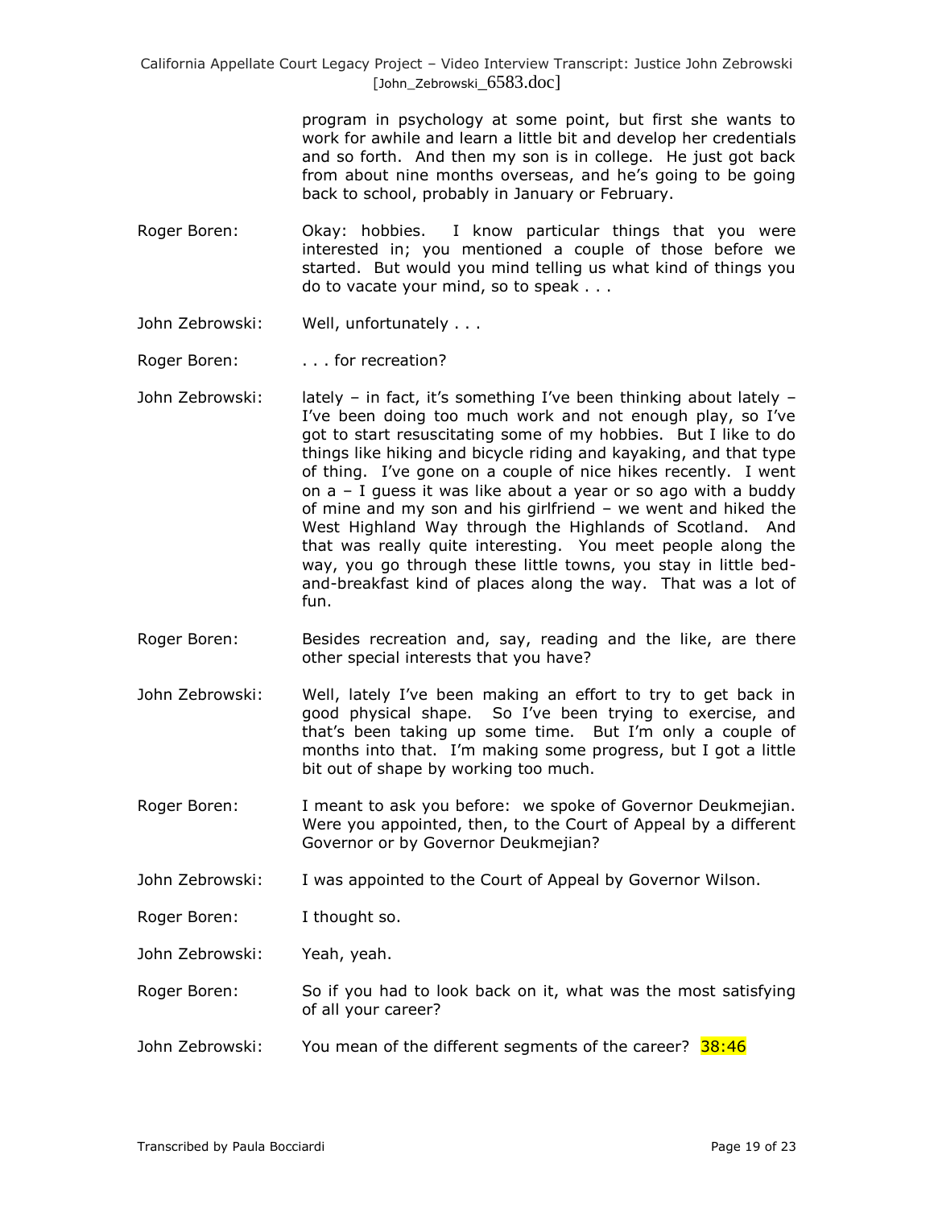program in psychology at some point, but first she wants to work for awhile and learn a little bit and develop her credentials and so forth. And then my son is in college. He just got back from about nine months overseas, and he's going to be going back to school, probably in January or February.

Roger Boren: Okay: hobbies. I know particular things that you were interested in; you mentioned a couple of those before we started. But would you mind telling us what kind of things you do to vacate your mind, so to speak . . .

John Zebrowski: Well, unfortunately . . .

Roger Boren: . . . for recreation?

John Zebrowski: lately – in fact, it's something I've been thinking about lately – I've been doing too much work and not enough play, so I've got to start resuscitating some of my hobbies. But I like to do things like hiking and bicycle riding and kayaking, and that type of thing. I've gone on a couple of nice hikes recently. I went on a – I guess it was like about a year or so ago with a buddy of mine and my son and his girlfriend – we went and hiked the West Highland Way through the Highlands of Scotland. And that was really quite interesting. You meet people along the way, you go through these little towns, you stay in little bed-and-breakfast kind of places along the way. That was a lot of fun.

Roger Boren: Besides recreation and, say, reading and the like, are there other special interests that you have?

John Zebrowski: Well, lately I've been making an effort to try to get back in good physical shape. So I've been trying to exercise, and that's been taking up some time. But I'm only a couple of months into that. I'm making some progress, but I got a little bit out of shape by working too much.

Roger Boren: I meant to ask you before: we spoke of Governor Deukmejian. Were you appointed, then, to the Court of Appeal by a different Governor or by Governor Deukmejian?

John Zebrowski: I was appointed to the Court of Appeal by Governor Wilson.

Roger Boren: I thought so.

John Zebrowski: Yeah, yeah.

Roger Boren: So if you had to look back on it, what was the most satisfying of all your career?

John Zebrowski: You mean of the different segments of the career? 38:46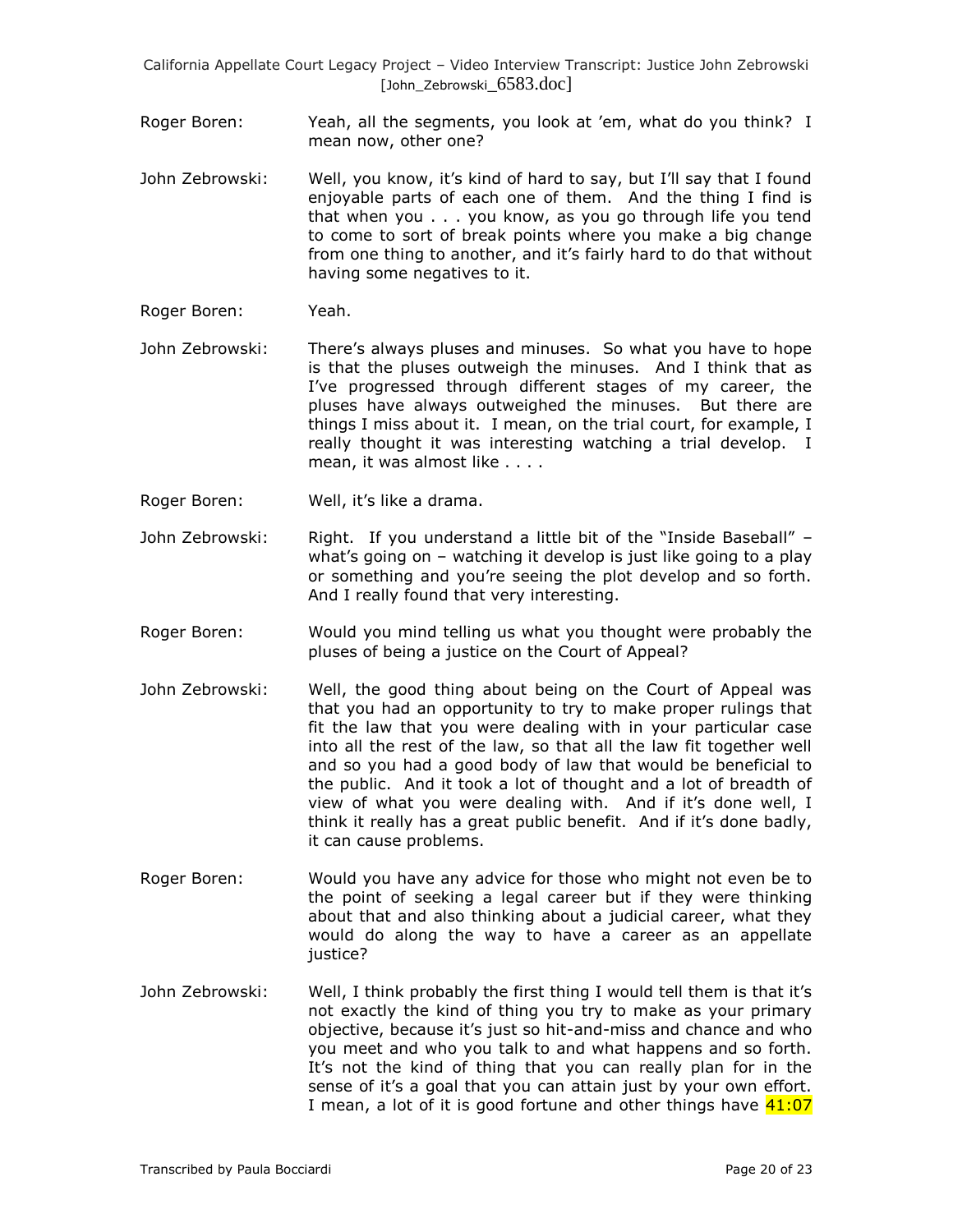Roger Boren: Yeah, all the segments, you look at 'em, what do you think? I mean now, other one?

John Zebrowski: Well, you know, it's kind of hard to say, but I'll say that I found enjoyable parts of each one of them. And the thing I find is that when you . . . you know, as you go through life you tend to come to sort of break points where you make a big change from one thing to another, and it's fairly hard to do that without having some negatives to it.

Roger Boren: Yeah.

John Zebrowski: There's always pluses and minuses. So what you have to hope is that the pluses outweigh the minuses. And I think that as I've progressed through different stages of my career, the pluses have always outweighed the minuses. But there are things I miss about it. I mean, on the trial court, for example, I really thought it was interesting watching a trial develop. I mean, it was almost like . . . .

Roger Boren: Well, it's like a drama.

John Zebrowski: Right. If you understand a little bit of the "Inside Baseball" – what's going on – watching it develop is just like going to a play or something and you're seeing the plot develop and so forth. And I really found that very interesting.

Roger Boren: Would you mind telling us what you thought were probably the pluses of being a justice on the Court of Appeal?

John Zebrowski: Well, the good thing about being on the Court of Appeal was that you had an opportunity to try to make proper rulings that fit the law that you were dealing with in your particular case into all the rest of the law, so that all the law fit together well and so you had a good body of law that would be beneficial to the public. And it took a lot of thought and a lot of breadth of view of what you were dealing with. And if it's done well, I think it really has a great public benefit. And if it's done badly, it can cause problems.

Roger Boren: Would you have any advice for those who might not even be to the point of seeking a legal career but if they were thinking about that and also thinking about a judicial career, what they would do along the way to have a career as an appellate justice?

John Zebrowski: Well, I think probably the first thing I would tell them is that it's not exactly the kind of thing you try to make as your primary objective, because it's just so hit-and-miss and chance and who you meet and who you talk to and what happens and so forth. It's not the kind of thing that you can really plan for in the sense of it's a goal that you can attain just by your own effort. I mean, a lot of it is good fortune and other things have 41:07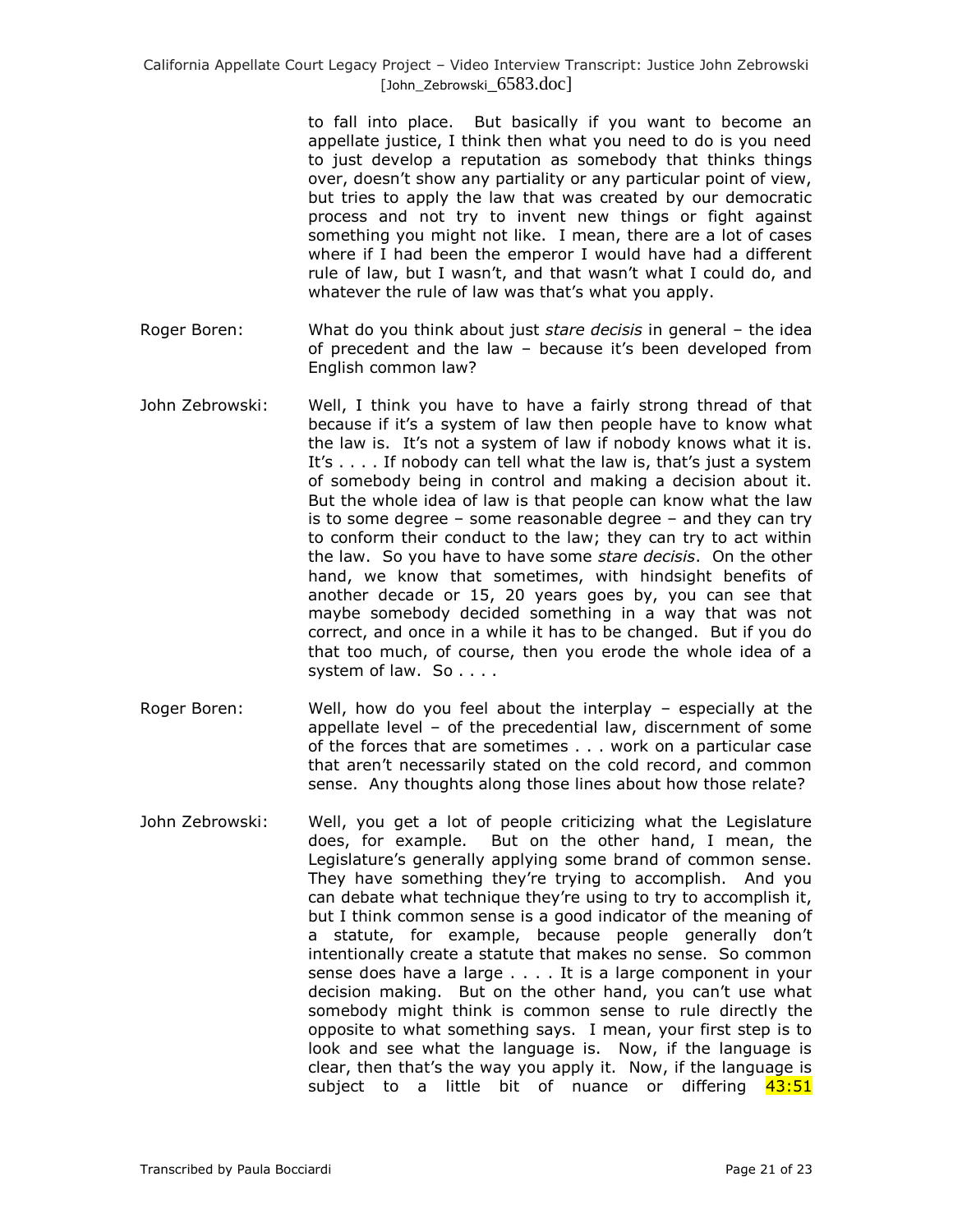to fall into place. But basically if you want to become an appellate justice, I think then what you need to do is you need to just develop a reputation as somebody that thinks things over, doesn't show any partiality or any particular point of view, but tries to apply the law that was created by our democratic process and not try to invent new things or fight against something you might not like. I mean, there are a lot of cases where if I had been the emperor I would have had a different rule of law, but I wasn't, and that wasn't what I could do, and whatever the rule of law was that's what you apply.

Roger Boren: What do you think about just *stare decisis* in general – the idea of precedent and the law – because it's been developed from English common law?

John Zebrowski: Well, I think you have to have a fairly strong thread of that because if it's a system of law then people have to know what the law is. It's not a system of law if nobody knows what it is. It's . . . . If nobody can tell what the law is, that's just a system of somebody being in control and making a decision about it. But the whole idea of law is that people can know what the law is to some degree – some reasonable degree – and they can try to conform their conduct to the law; they can try to act within the law. So you have to have some *stare decisis*. On the other hand, we know that sometimes, with hindsight benefits of another decade or 15, 20 years goes by, you can see that maybe somebody decided something in a way that was not correct, and once in a while it has to be changed. But if you do that too much, of course, then you erode the whole idea of a system of law. So . . . .

Roger Boren: Well, how do you feel about the interplay – especially at the appellate level – of the precedential law, discernment of some of the forces that are sometimes . . . work on a particular case that aren't necessarily stated on the cold record, and common sense. Any thoughts along those lines about how those relate?

John Zebrowski: Well, you get a lot of people criticizing what the Legislature does, for example. But on the other hand, I mean, the Legislature's generally applying some brand of common sense. They have something they're trying to accomplish. And you can debate what technique they're using to try to accomplish it, but I think common sense is a good indicator of the meaning of a statute, for example, because people generally don't intentionally create a statute that makes no sense. So common sense does have a large . . . . It is a large component in your decision making. But on the other hand, you can't use what somebody might think is common sense to rule directly the opposite to what something says. I mean, your first step is to look and see what the language is. Now, if the language is clear, then that's the way you apply it. Now, if the language is subject to a little bit of nuance or differing 43:51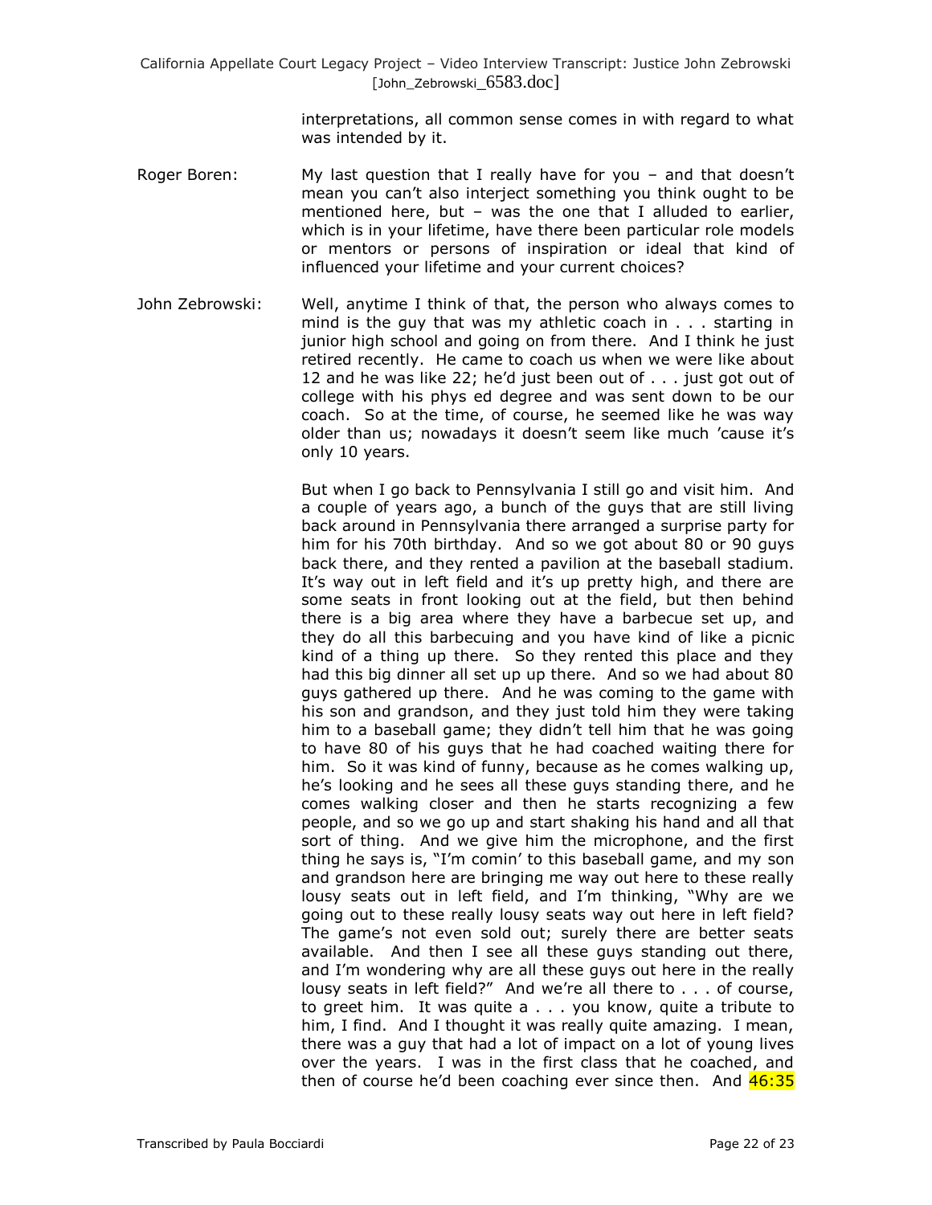interpretations, all common sense comes in with regard to what was intended by it.

Roger Boren: My last question that I really have for you – and that doesn't mean you can't also interject something you think ought to be mentioned here, but – was the one that I alluded to earlier, which is in your lifetime, have there been particular role models or mentors or persons of inspiration or ideal that kind of influenced your lifetime and your current choices?

John Zebrowski: Well, anytime I think of that, the person who always comes to mind is the guy that was my athletic coach in . . . starting in junior high school and going on from there. And I think he just retired recently. He came to coach us when we were like about 12 and he was like 22; he'd just been out of . . . just got out of college with his phys ed degree and was sent down to be our coach. So at the time, of course, he seemed like he was way older than us; nowadays it doesn't seem like much 'cause it's only 10 years.

But when I go back to Pennsylvania I still go and visit him. And a couple of years ago, a bunch of the guys that are still living back around in Pennsylvania there arranged a surprise party for him for his 70th birthday. And so we got about 80 or 90 guys back there, and they rented a pavilion at the baseball stadium. It's way out in left field and it's up pretty high, and there are some seats in front looking out at the field, but then behind there is a big area where they have a barbecue set up, and they do all this barbecuing and you have kind of like a picnic kind of a thing up there. So they rented this place and they had this big dinner all set up up there. And so we had about 80 guys gathered up there. And he was coming to the game with his son and grandson, and they just told him they were taking him to a baseball game; they didn't tell him that he was going to have 80 of his guys that he had coached waiting there for him. So it was kind of funny, because as he comes walking up, he's looking and he sees all these guys standing there, and he comes walking closer and then he starts recognizing a few people, and so we go up and start shaking his hand and all that sort of thing. And we give him the microphone, and the first thing he says is, "I'm comin' to this baseball game, and my son and grandson here are bringing me way out here to these really lousy seats out in left field, and I'm thinking, "Why are we going out to these really lousy seats way out here in left field? The game's not even sold out; surely there are better seats available. And then I see all these guys standing out there, and I'm wondering why are all these guys out here in the really lousy seats in left field?" And we're all there to . . . of course, to greet him. It was quite a . . . you know, quite a tribute to him, I find. And I thought it was really quite amazing. I mean, there was a guy that had a lot of impact on a lot of young lives over the years. I was in the first class that he coached, and then of course he'd been coaching ever since then. And 46:35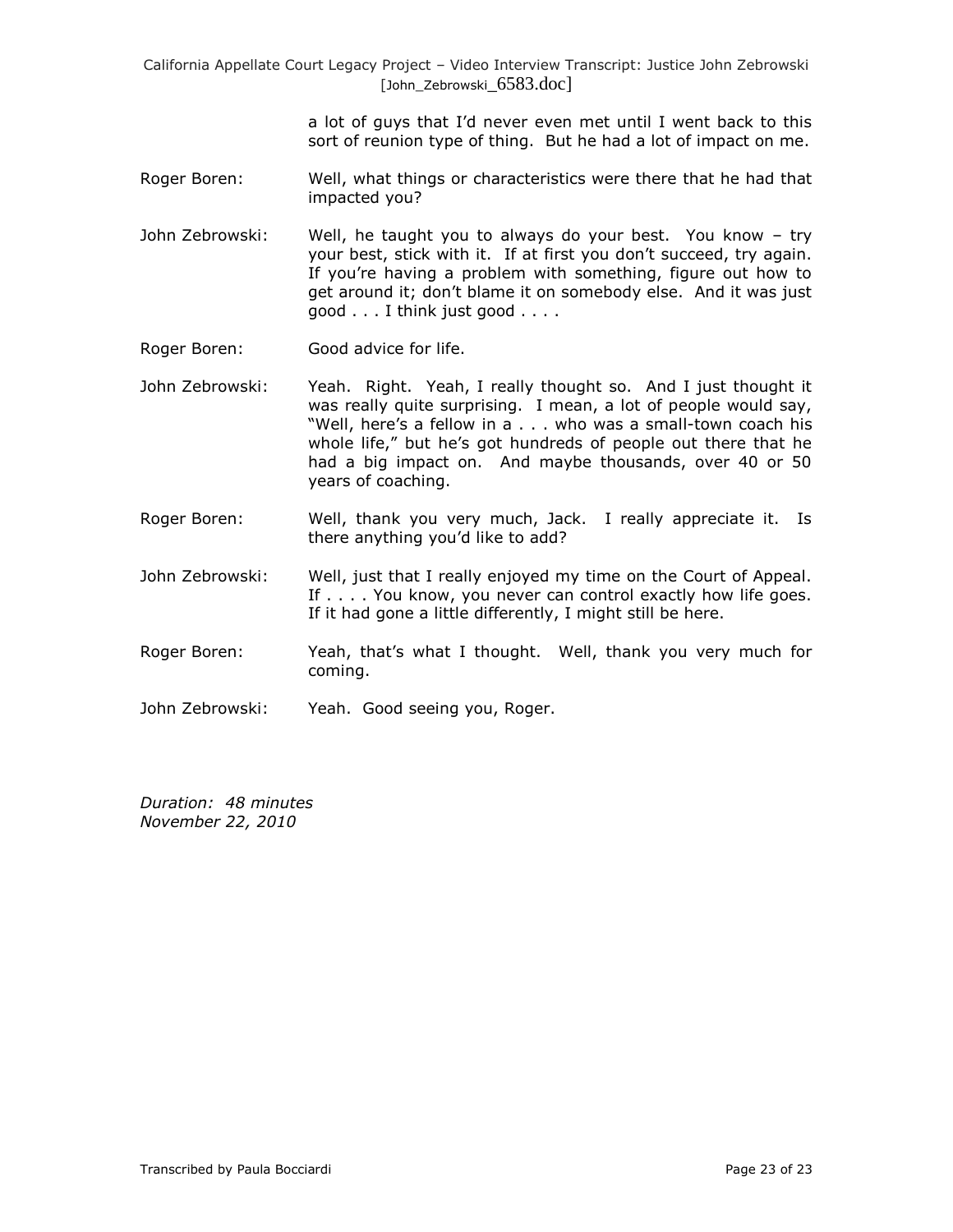a lot of guys that I'd never even met until I went back to this sort of reunion type of thing. But he had a lot of impact on me.

Roger Boren: Well, what things or characteristics were there that he had that impacted you?

John Zebrowski: Well, he taught you to always do your best. You know – try your best, stick with it. If at first you don't succeed, try again. If you're having a problem with something, figure out how to get around it; don't blame it on somebody else. And it was just good . . . I think just good . . . .

Roger Boren: Good advice for life.

John Zebrowski: Yeah. Right. Yeah, I really thought so. And I just thought it was really quite surprising. I mean, a lot of people would say, "Well, here's a fellow in a . . . who was a small-town coach his whole life," but he's got hundreds of people out there that he had a big impact on. And maybe thousands, over 40 or 50 years of coaching.

Roger Boren: Well, thank you very much, Jack. I really appreciate it. Is there anything you'd like to add?

John Zebrowski: Well, just that I really enjoyed my time on the Court of Appeal. If . . . . You know, you never can control exactly how life goes. If it had gone a little differently, I might still be here.

Roger Boren: Yeah, that's what I thought. Well, thank you very much for coming.

John Zebrowski: Yeah. Good seeing you, Roger.

*Duration: 48 minutes*
*November 22, 2010*